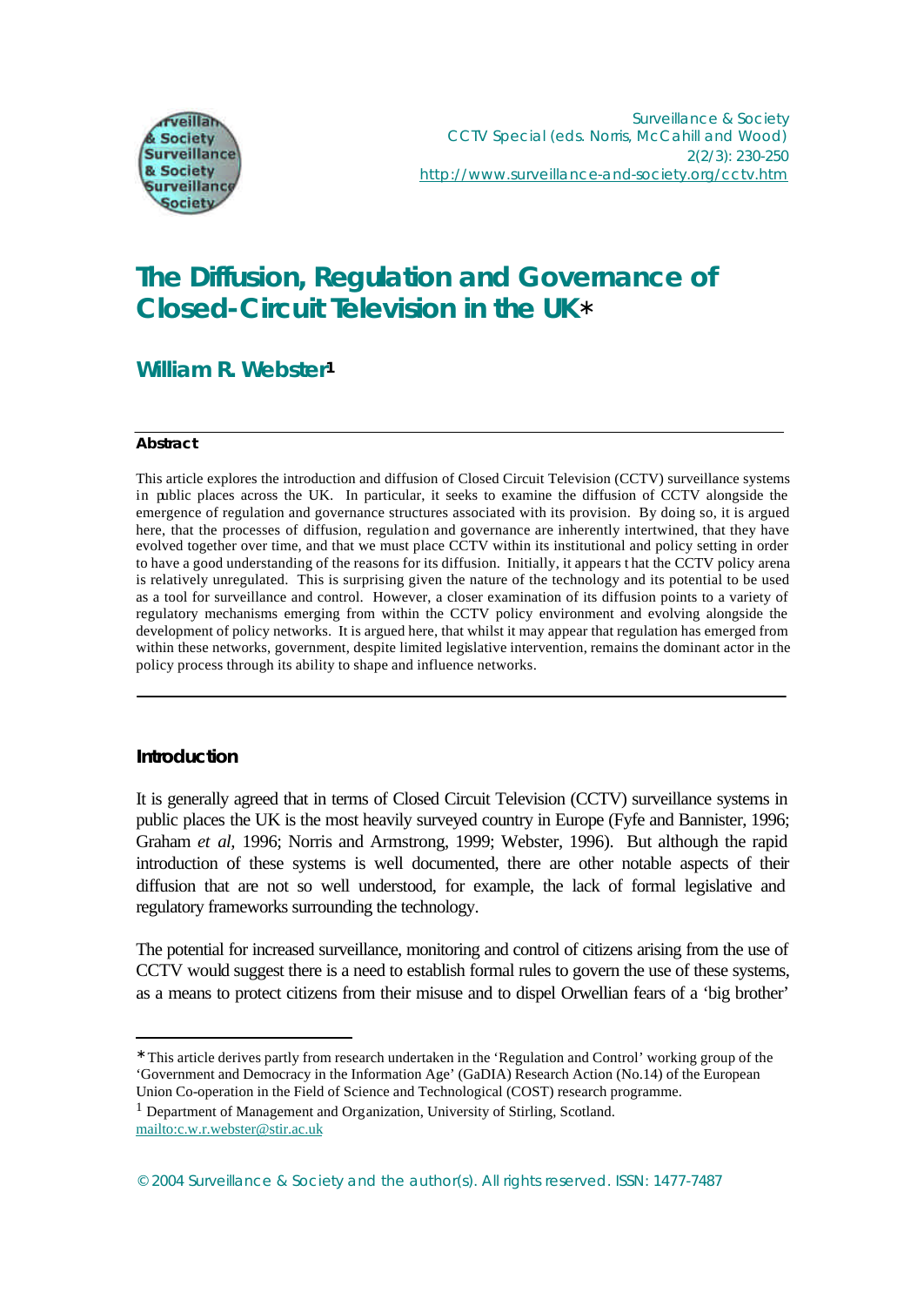Surveillance & Society
CCTV Special (eds. Norris, McCahill and Wood)
2(2/3): 230-250
http://www.surveillance-and-society.org/cctv.htm

# The Diffusion, Regulation and Governance of Closed-Circuit Television in the UK*

## William R. Webster[1]

**Abstract**

This article explores the introduction and diffusion of Closed Circuit Television (CCTV) surveillance systems in public places across the UK. In particular, it seeks to examine the diffusion of CCTV alongside the emergence of regulation and governance structures associated with its provision. By doing so, it is argued here, that the processes of diffusion, regulation and governance are inherently intertwined, that they have evolved together over time, and that we must place CCTV within its institutional and policy setting in order to have a good understanding of the reasons for its diffusion. Initially, it appears that the CCTV policy arena is relatively unregulated. This is surprising given the nature of the technology and its potential to be used as a tool for surveillance and control. However, a closer examination of its diffusion points to a variety of regulatory mechanisms emerging from within the CCTV policy environment and evolving alongside the development of policy networks. It is argued here, that whilst it may appear that regulation has emerged from within these networks, government, despite limited legislative intervention, remains the dominant actor in the policy process through its ability to shape and influence networks.

### Introduction

It is generally agreed that in terms of Closed Circuit Television (CCTV) surveillance systems in public places the UK is the most heavily surveyed country in Europe (Fyfe and Bannister, 1996; Graham *et al*, 1996; Norris and Armstrong, 1999; Webster, 1996). But although the rapid introduction of these systems is well documented, there are other notable aspects of their diffusion that are not so well understood, for example, the lack of formal legislative and regulatory frameworks surrounding the technology.

The potential for increased surveillance, monitoring and control of citizens arising from the use of CCTV would suggest there is a need to establish formal rules to govern the use of these systems, as a means to protect citizens from their misuse and to dispel Orwellian fears of a 'big brother'

---

* This article derives partly from research undertaken in the 'Regulation and Control' working group of the 'Government and Democracy in the Information Age' (GaDIA) Research Action (No.14) of the European Union Co-operation in the Field of Science and Technological (COST) research programme.

[1] Department of Management and Organization, University of Stirling, Scotland. mailto:c.w.r.webster@stir.ac.uk

© 2004 Surveillance & Society and the author(s). All rights reserved. ISSN: 1477-7487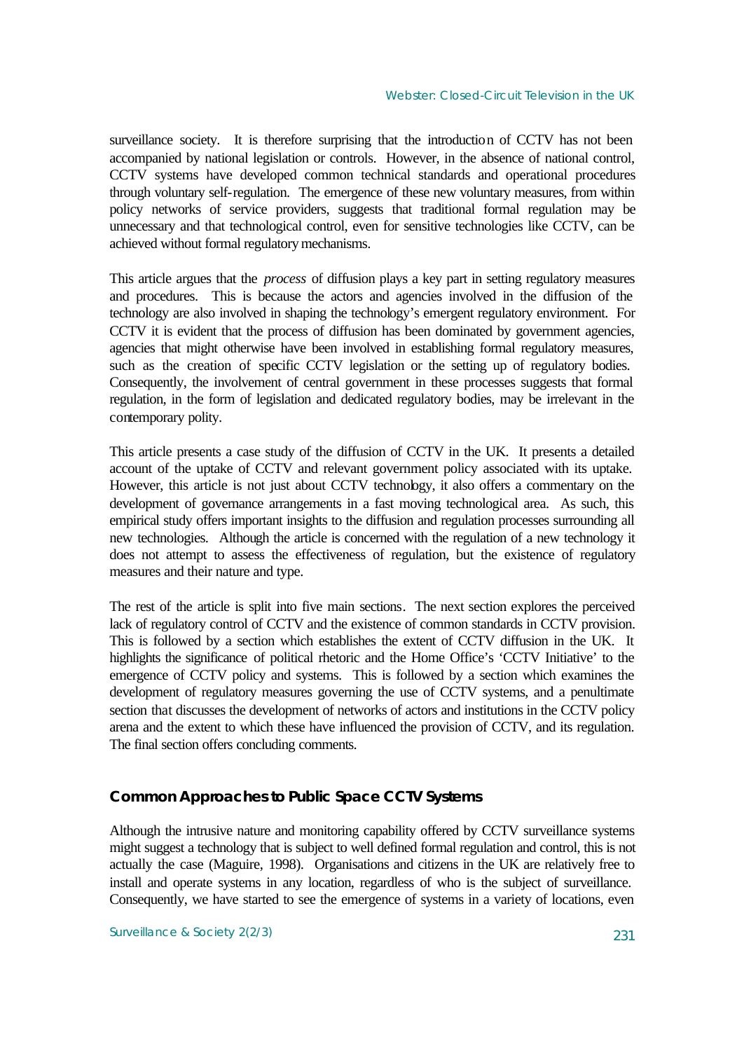surveillance society. It is therefore surprising that the introduction of CCTV has not been accompanied by national legislation or controls. However, in the absence of national control, CCTV systems have developed common technical standards and operational procedures through voluntary self-regulation. The emergence of these new voluntary measures, from within policy networks of service providers, suggests that traditional formal regulation may be unnecessary and that technological control, even for sensitive technologies like CCTV, can be achieved without formal regulatory mechanisms.

This article argues that the *process* of diffusion plays a key part in setting regulatory measures and procedures. This is because the actors and agencies involved in the diffusion of the technology are also involved in shaping the technology's emergent regulatory environment. For CCTV it is evident that the process of diffusion has been dominated by government agencies, agencies that might otherwise have been involved in establishing formal regulatory measures, such as the creation of specific CCTV legislation or the setting up of regulatory bodies. Consequently, the involvement of central government in these processes suggests that formal regulation, in the form of legislation and dedicated regulatory bodies, may be irrelevant in the contemporary polity.

This article presents a case study of the diffusion of CCTV in the UK. It presents a detailed account of the uptake of CCTV and relevant government policy associated with its uptake. However, this article is not just about CCTV technology, it also offers a commentary on the development of governance arrangements in a fast moving technological area. As such, this empirical study offers important insights to the diffusion and regulation processes surrounding all new technologies. Although the article is concerned with the regulation of a new technology it does not attempt to assess the effectiveness of regulation, but the existence of regulatory measures and their nature and type.

The rest of the article is split into five main sections. The next section explores the perceived lack of regulatory control of CCTV and the existence of common standards in CCTV provision. This is followed by a section which establishes the extent of CCTV diffusion in the UK. It highlights the significance of political rhetoric and the Home Office's 'CCTV Initiative' to the emergence of CCTV policy and systems. This is followed by a section which examines the development of regulatory measures governing the use of CCTV systems, and a penultimate section that discusses the development of networks of actors and institutions in the CCTV policy arena and the extent to which these have influenced the provision of CCTV, and its regulation. The final section offers concluding comments.

## Common Approaches to Public Space CCTV Systems

Although the intrusive nature and monitoring capability offered by CCTV surveillance systems might suggest a technology that is subject to well defined formal regulation and control, this is not actually the case (Maguire, 1998). Organisations and citizens in the UK are relatively free to install and operate systems in any location, regardless of who is the subject of surveillance. Consequently, we have started to see the emergence of systems in a variety of locations, even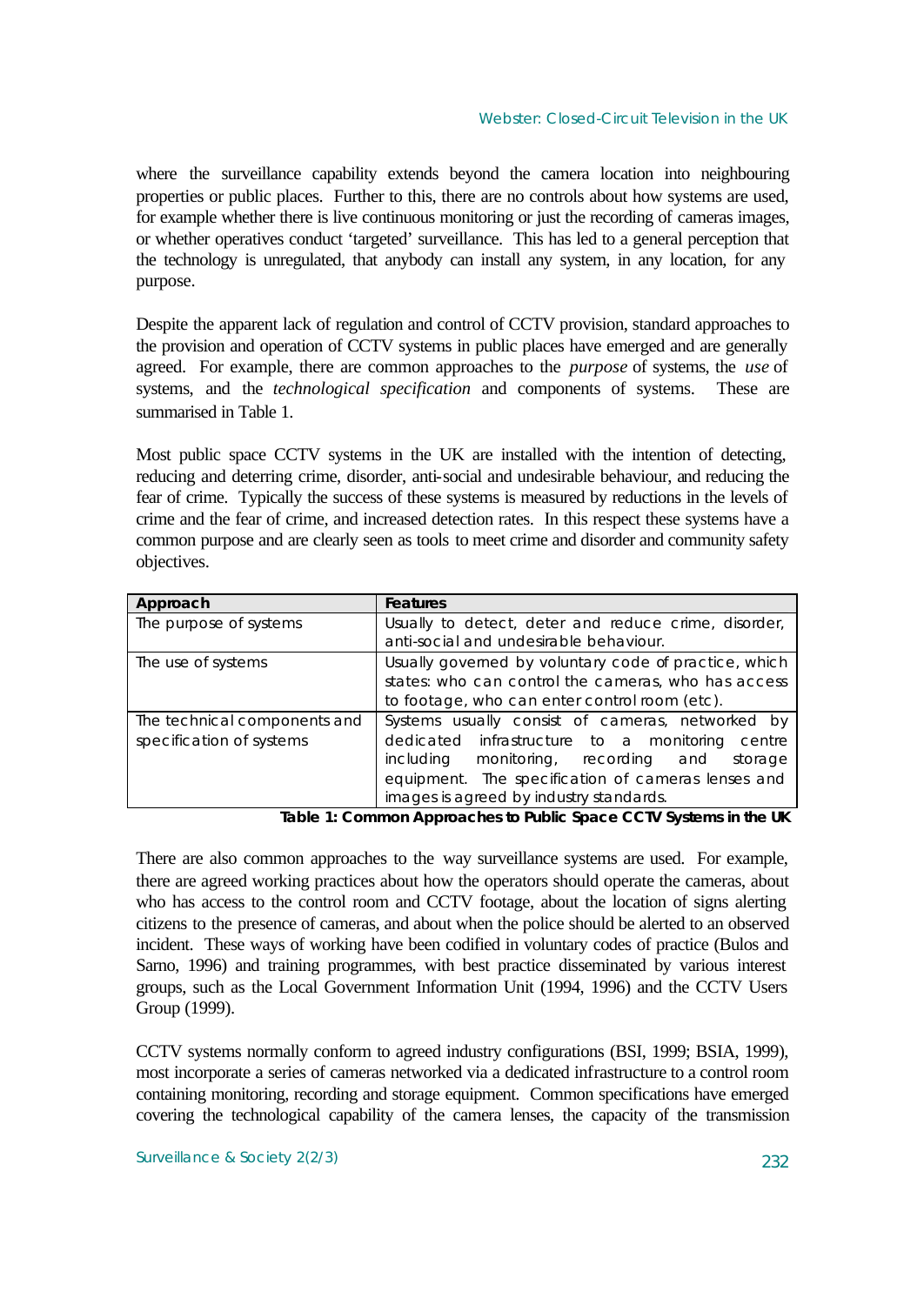where the surveillance capability extends beyond the camera location into neighbouring properties or public places. Further to this, there are no controls about how systems are used, for example whether there is live continuous monitoring or just the recording of cameras images, or whether operatives conduct 'targeted' surveillance. This has led to a general perception that the technology is unregulated, that anybody can install any system, in any location, for any purpose.

Despite the apparent lack of regulation and control of CCTV provision, standard approaches to the provision and operation of CCTV systems in public places have emerged and are generally agreed. For example, there are common approaches to the *purpose* of systems, the *use* of systems, and the *technological specification* and components of systems. These are summarised in Table 1.

Most public space CCTV systems in the UK are installed with the intention of detecting, reducing and deterring crime, disorder, anti-social and undesirable behaviour, and reducing the fear of crime. Typically the success of these systems is measured by reductions in the levels of crime and the fear of crime, and increased detection rates. In this respect these systems have a common purpose and are clearly seen as tools to meet crime and disorder and community safety objectives.

| Approach | Features |
| --- | --- |
| The purpose of systems | Usually to detect, deter and reduce crime, disorder, anti-social and undesirable behaviour. |
| The use of systems | Usually governed by voluntary code of practice, which states: who can control the cameras, who has access to footage, who can enter control room (etc). |
| The technical components and specification of systems | Systems usually consist of cameras, networked by dedicated infrastructure to a monitoring centre including monitoring, recording and storage equipment. The specification of cameras lenses and images is agreed by industry standards. |

**Table 1: Common Approaches to Public Space CCTV Systems in the UK**

There are also common approaches to the way surveillance systems are used. For example, there are agreed working practices about how the operators should operate the cameras, about who has access to the control room and CCTV footage, about the location of signs alerting citizens to the presence of cameras, and about when the police should be alerted to an observed incident. These ways of working have been codified in voluntary codes of practice (Bulos and Sarno, 1996) and training programmes, with best practice disseminated by various interest groups, such as the Local Government Information Unit (1994, 1996) and the CCTV Users Group (1999).

CCTV systems normally conform to agreed industry configurations (BSI, 1999; BSIA, 1999), most incorporate a series of cameras networked via a dedicated infrastructure to a control room containing monitoring, recording and storage equipment. Common specifications have emerged covering the technological capability of the camera lenses, the capacity of the transmission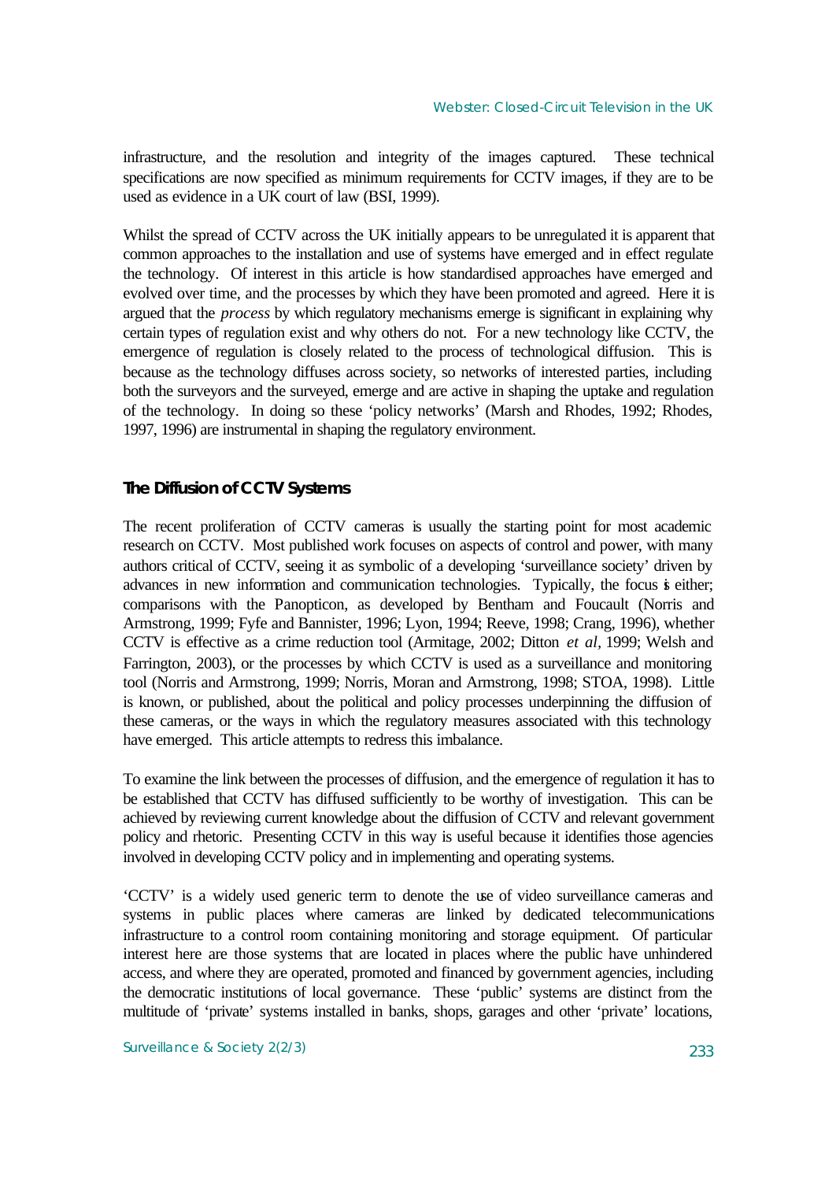infrastructure, and the resolution and integrity of the images captured. These technical specifications are now specified as minimum requirements for CCTV images, if they are to be used as evidence in a UK court of law (BSI, 1999).

Whilst the spread of CCTV across the UK initially appears to be unregulated it is apparent that common approaches to the installation and use of systems have emerged and in effect regulate the technology. Of interest in this article is how standardised approaches have emerged and evolved over time, and the processes by which they have been promoted and agreed. Here it is argued that the *process* by which regulatory mechanisms emerge is significant in explaining why certain types of regulation exist and why others do not. For a new technology like CCTV, the emergence of regulation is closely related to the process of technological diffusion. This is because as the technology diffuses across society, so networks of interested parties, including both the surveyors and the surveyed, emerge and are active in shaping the uptake and regulation of the technology. In doing so these 'policy networks' (Marsh and Rhodes, 1992; Rhodes, 1997, 1996) are instrumental in shaping the regulatory environment.

## The Diffusion of CCTV Systems

The recent proliferation of CCTV cameras is usually the starting point for most academic research on CCTV. Most published work focuses on aspects of control and power, with many authors critical of CCTV, seeing it as symbolic of a developing 'surveillance society' driven by advances in new information and communication technologies. Typically, the focus is either; comparisons with the Panopticon, as developed by Bentham and Foucault (Norris and Armstrong, 1999; Fyfe and Bannister, 1996; Lyon, 1994; Reeve, 1998; Crang, 1996), whether CCTV is effective as a crime reduction tool (Armitage, 2002; Ditton *et al*, 1999; Welsh and Farrington, 2003), or the processes by which CCTV is used as a surveillance and monitoring tool (Norris and Armstrong, 1999; Norris, Moran and Armstrong, 1998; STOA, 1998). Little is known, or published, about the political and policy processes underpinning the diffusion of these cameras, or the ways in which the regulatory measures associated with this technology have emerged. This article attempts to redress this imbalance.

To examine the link between the processes of diffusion, and the emergence of regulation it has to be established that CCTV has diffused sufficiently to be worthy of investigation. This can be achieved by reviewing current knowledge about the diffusion of CCTV and relevant government policy and rhetoric. Presenting CCTV in this way is useful because it identifies those agencies involved in developing CCTV policy and in implementing and operating systems.

'CCTV' is a widely used generic term to denote the use of video surveillance cameras and systems in public places where cameras are linked by dedicated telecommunications infrastructure to a control room containing monitoring and storage equipment. Of particular interest here are those systems that are located in places where the public have unhindered access, and where they are operated, promoted and financed by government agencies, including the democratic institutions of local governance. These 'public' systems are distinct from the multitude of 'private' systems installed in banks, shops, garages and other 'private' locations,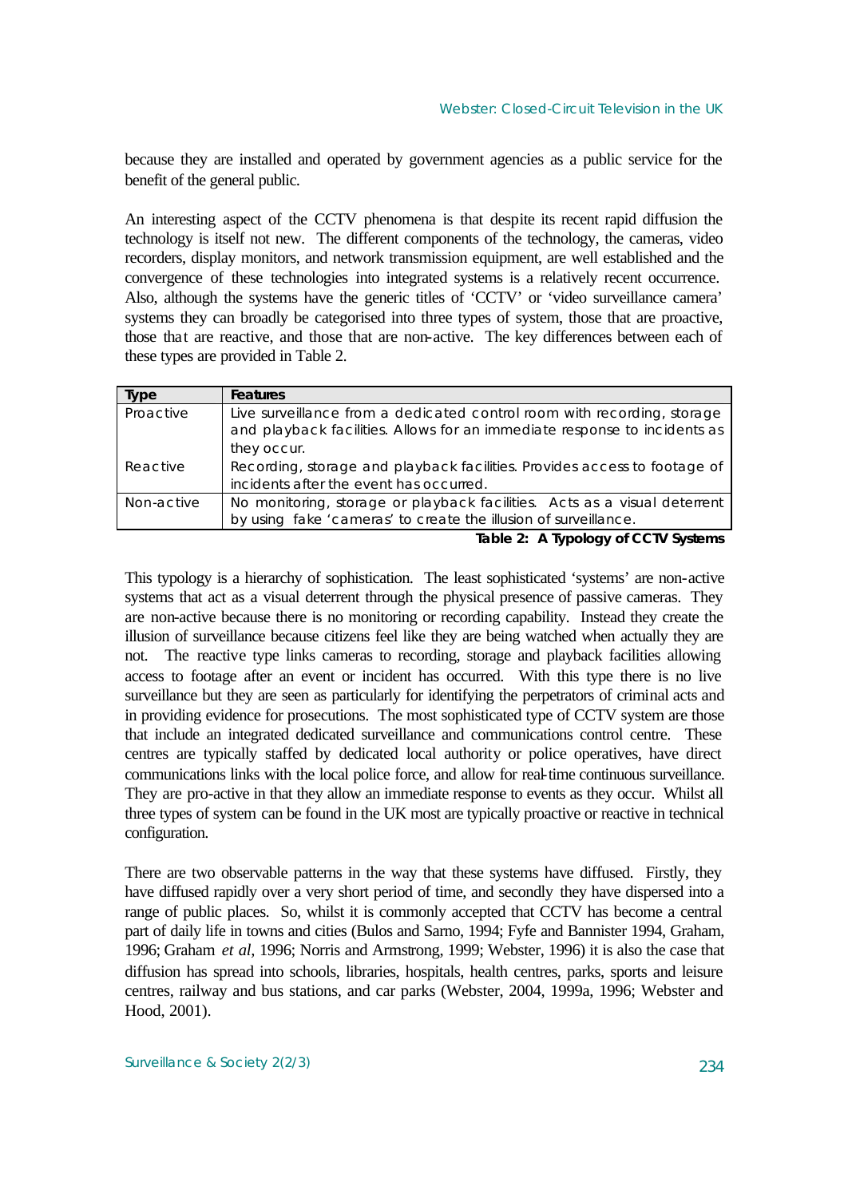because they are installed and operated by government agencies as a public service for the benefit of the general public.

An interesting aspect of the CCTV phenomena is that despite its recent rapid diffusion the technology is itself not new. The different components of the technology, the cameras, video recorders, display monitors, and network transmission equipment, are well established and the convergence of these technologies into integrated systems is a relatively recent occurrence. Also, although the systems have the generic titles of 'CCTV' or 'video surveillance camera' systems they can broadly be categorised into three types of system, those that are proactive, those that are reactive, and those that are non-active. The key differences between each of these types are provided in Table 2.

| Type | Features |
|---|---|
| Proactive | Live surveillance from a dedicated control room with recording, storage and playback facilities. Allows for an immediate response to incidents as they occur. |
| Reactive | Recording, storage and playback facilities. Provides access to footage of incidents after the event has occurred. |
| Non-active | No monitoring, storage or playback facilities. Acts as a visual deterrent by using fake 'cameras' to create the illusion of surveillance. |

**Table 2: A Typology of CCTV Systems**

This typology is a hierarchy of sophistication. The least sophisticated 'systems' are non-active systems that act as a visual deterrent through the physical presence of passive cameras. They are non-active because there is no monitoring or recording capability. Instead they create the illusion of surveillance because citizens feel like they are being watched when actually they are not. The reactive type links cameras to recording, storage and playback facilities allowing access to footage after an event or incident has occurred. With this type there is no live surveillance but they are seen as particularly for identifying the perpetrators of criminal acts and in providing evidence for prosecutions. The most sophisticated type of CCTV system are those that include an integrated dedicated surveillance and communications control centre. These centres are typically staffed by dedicated local authority or police operatives, have direct communications links with the local police force, and allow for real-time continuous surveillance. They are pro-active in that they allow an immediate response to events as they occur. Whilst all three types of system can be found in the UK most are typically proactive or reactive in technical configuration.

There are two observable patterns in the way that these systems have diffused. Firstly, they have diffused rapidly over a very short period of time, and secondly they have dispersed into a range of public places. So, whilst it is commonly accepted that CCTV has become a central part of daily life in towns and cities (Bulos and Sarno, 1994; Fyfe and Bannister 1994, Graham, 1996; Graham *et al*, 1996; Norris and Armstrong, 1999; Webster, 1996) it is also the case that diffusion has spread into schools, libraries, hospitals, health centres, parks, sports and leisure centres, railway and bus stations, and car parks (Webster, 2004, 1999a, 1996; Webster and Hood, 2001).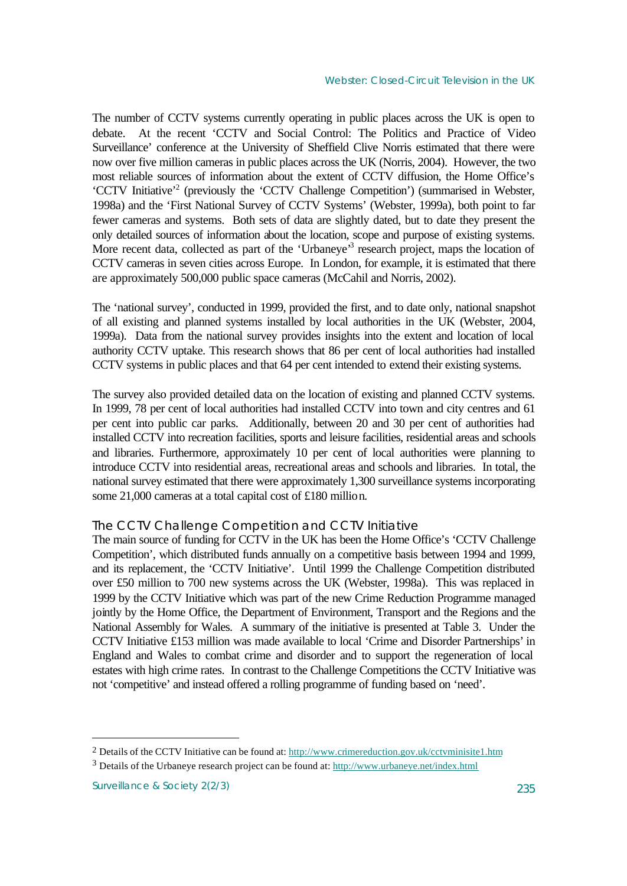The number of CCTV systems currently operating in public places across the UK is open to debate. At the recent 'CCTV and Social Control: The Politics and Practice of Video Surveillance' conference at the University of Sheffield Clive Norris estimated that there were now over five million cameras in public places across the UK (Norris, 2004). However, the two most reliable sources of information about the extent of CCTV diffusion, the Home Office's 'CCTV Initiative'[2] (previously the 'CCTV Challenge Competition') (summarised in Webster, 1998a) and the 'First National Survey of CCTV Systems' (Webster, 1999a), both point to far fewer cameras and systems. Both sets of data are slightly dated, but to date they present the only detailed sources of information about the location, scope and purpose of existing systems. More recent data, collected as part of the 'Urbaneye'[3] research project, maps the location of CCTV cameras in seven cities across Europe. In London, for example, it is estimated that there are approximately 500,000 public space cameras (McCahil and Norris, 2002).

The 'national survey', conducted in 1999, provided the first, and to date only, national snapshot of all existing and planned systems installed by local authorities in the UK (Webster, 2004, 1999a). Data from the national survey provides insights into the extent and location of local authority CCTV uptake. This research shows that 86 per cent of local authorities had installed CCTV systems in public places and that 64 per cent intended to extend their existing systems.

The survey also provided detailed data on the location of existing and planned CCTV systems. In 1999, 78 per cent of local authorities had installed CCTV into town and city centres and 61 per cent into public car parks. Additionally, between 20 and 30 per cent of authorities had installed CCTV into recreation facilities, sports and leisure facilities, residential areas and schools and libraries. Furthermore, approximately 10 per cent of local authorities were planning to introduce CCTV into residential areas, recreational areas and schools and libraries. In total, the national survey estimated that there were approximately 1,300 surveillance systems incorporating some 21,000 cameras at a total capital cost of £180 million.

## The CCTV Challenge Competition and CCTV Initiative

The main source of funding for CCTV in the UK has been the Home Office's 'CCTV Challenge Competition', which distributed funds annually on a competitive basis between 1994 and 1999, and its replacement, the 'CCTV Initiative'. Until 1999 the Challenge Competition distributed over £50 million to 700 new systems across the UK (Webster, 1998a). This was replaced in 1999 by the CCTV Initiative which was part of the new Crime Reduction Programme managed jointly by the Home Office, the Department of Environment, Transport and the Regions and the National Assembly for Wales. A summary of the initiative is presented at Table 3. Under the CCTV Initiative £153 million was made available to local 'Crime and Disorder Partnerships' in England and Wales to combat crime and disorder and to support the regeneration of local estates with high crime rates. In contrast to the Challenge Competitions the CCTV Initiative was not 'competitive' and instead offered a rolling programme of funding based on 'need'.

---

[2] Details of the CCTV Initiative can be found at: http://www.crimereduction.gov.uk/cctvminisite1.htm

[3] Details of the Urbaneye research project can be found at: http://www.urbaneye.net/index.html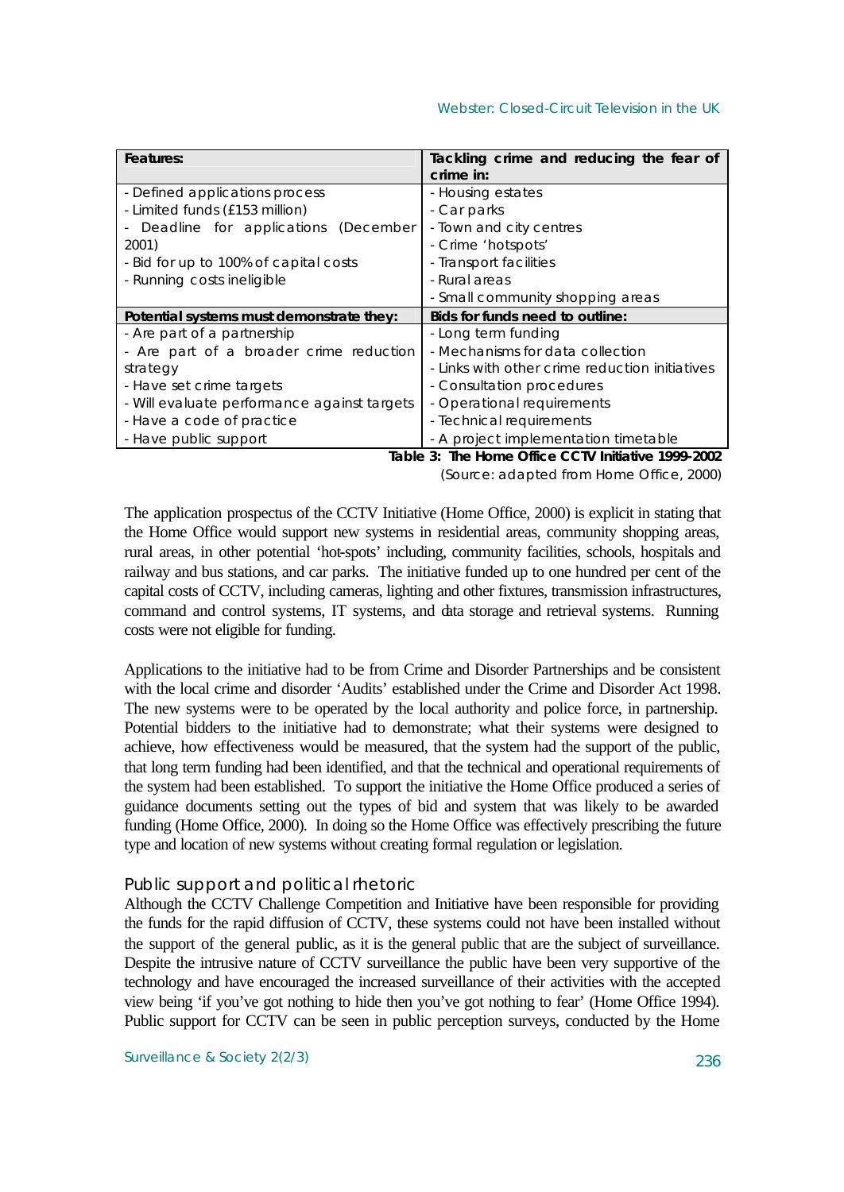| Features: | Tackling crime and reducing the fear of crime in: |
|---|---|
| - Defined applications process<br>- Limited funds (£153 million)<br>- Deadline for applications (December 2001)<br>- Bid for up to 100% of capital costs<br>- Running costs ineligible | - Housing estates<br>- Car parks<br>- Town and city centres<br>- Crime 'hotspots'<br>- Transport facilities<br>- Rural areas<br>- Small community shopping areas |
| **Potential systems must demonstrate they:** | **Bids for funds need to outline:** |
| - Are part of a partnership<br>- Are part of a broader crime reduction strategy<br>- Have set crime targets<br>- Will evaluate performance against targets<br>- Have a code of practice<br>- Have public support | - Long term funding<br>- Mechanisms for data collection<br>- Links with other crime reduction initiatives<br>- Consultation procedures<br>- Operational requirements<br>- Technical requirements<br>- A project implementation timetable |

**Table 3: The Home Office CCTV Initiative 1999-2002**
(Source: adapted from Home Office, 2000)

The application prospectus of the CCTV Initiative (Home Office, 2000) is explicit in stating that the Home Office would support new systems in residential areas, community shopping areas, rural areas, in other potential 'hot-spots' including, community facilities, schools, hospitals and railway and bus stations, and car parks. The initiative funded up to one hundred per cent of the capital costs of CCTV, including cameras, lighting and other fixtures, transmission infrastructures, command and control systems, IT systems, and data storage and retrieval systems. Running costs were not eligible for funding.

Applications to the initiative had to be from Crime and Disorder Partnerships and be consistent with the local crime and disorder 'Audits' established under the Crime and Disorder Act 1998. The new systems were to be operated by the local authority and police force, in partnership. Potential bidders to the initiative had to demonstrate; what their systems were designed to achieve, how effectiveness would be measured, that the system had the support of the public, that long term funding had been identified, and that the technical and operational requirements of the system had been established. To support the initiative the Home Office produced a series of guidance documents setting out the types of bid and system that was likely to be awarded funding (Home Office, 2000). In doing so the Home Office was effectively prescribing the future type and location of new systems without creating formal regulation or legislation.

### Public support and political rhetoric

Although the CCTV Challenge Competition and Initiative have been responsible for providing the funds for the rapid diffusion of CCTV, these systems could not have been installed without the support of the general public, as it is the general public that are the subject of surveillance. Despite the intrusive nature of CCTV surveillance the public have been very supportive of the technology and have encouraged the increased surveillance of their activities with the accepted view being 'if you've got nothing to hide then you've got nothing to fear' (Home Office 1994). Public support for CCTV can be seen in public perception surveys, conducted by the Home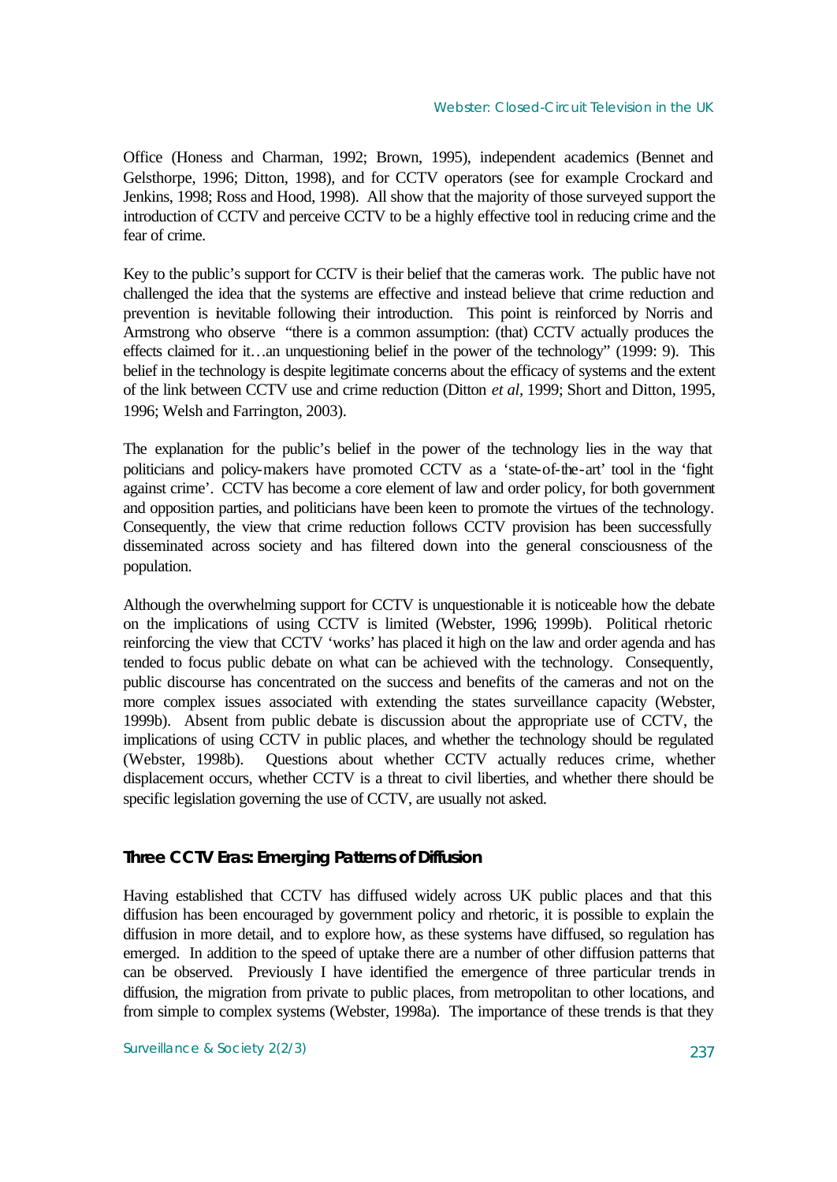Office (Honess and Charman, 1992; Brown, 1995), independent academics (Bennet and Gelsthorpe, 1996; Ditton, 1998), and for CCTV operators (see for example Crockard and Jenkins, 1998; Ross and Hood, 1998). All show that the majority of those surveyed support the introduction of CCTV and perceive CCTV to be a highly effective tool in reducing crime and the fear of crime.

Key to the public's support for CCTV is their belief that the cameras work. The public have not challenged the idea that the systems are effective and instead believe that crime reduction and prevention is inevitable following their introduction. This point is reinforced by Norris and Armstrong who observe "there is a common assumption: (that) CCTV actually produces the effects claimed for it…an unquestioning belief in the power of the technology" (1999: 9). This belief in the technology is despite legitimate concerns about the efficacy of systems and the extent of the link between CCTV use and crime reduction (Ditton *et al*, 1999; Short and Ditton, 1995, 1996; Welsh and Farrington, 2003).

The explanation for the public's belief in the power of the technology lies in the way that politicians and policy-makers have promoted CCTV as a 'state-of-the-art' tool in the 'fight against crime'. CCTV has become a core element of law and order policy, for both government and opposition parties, and politicians have been keen to promote the virtues of the technology. Consequently, the view that crime reduction follows CCTV provision has been successfully disseminated across society and has filtered down into the general consciousness of the population.

Although the overwhelming support for CCTV is unquestionable it is noticeable how the debate on the implications of using CCTV is limited (Webster, 1996; 1999b). Political rhetoric reinforcing the view that CCTV 'works' has placed it high on the law and order agenda and has tended to focus public debate on what can be achieved with the technology. Consequently, public discourse has concentrated on the success and benefits of the cameras and not on the more complex issues associated with extending the states surveillance capacity (Webster, 1999b). Absent from public debate is discussion about the appropriate use of CCTV, the implications of using CCTV in public places, and whether the technology should be regulated (Webster, 1998b). Questions about whether CCTV actually reduces crime, whether displacement occurs, whether CCTV is a threat to civil liberties, and whether there should be specific legislation governing the use of CCTV, are usually not asked.

## Three CCTV Eras: Emerging Patterns of Diffusion

Having established that CCTV has diffused widely across UK public places and that this diffusion has been encouraged by government policy and rhetoric, it is possible to explain the diffusion in more detail, and to explore how, as these systems have diffused, so regulation has emerged. In addition to the speed of uptake there are a number of other diffusion patterns that can be observed. Previously I have identified the emergence of three particular trends in diffusion, the migration from private to public places, from metropolitan to other locations, and from simple to complex systems (Webster, 1998a). The importance of these trends is that they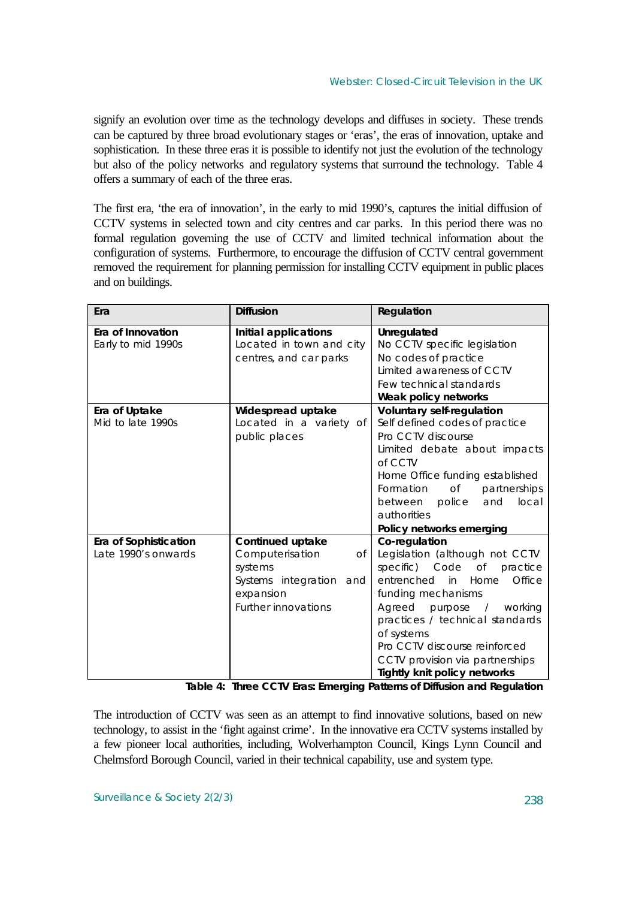signify an evolution over time as the technology develops and diffuses in society. These trends can be captured by three broad evolutionary stages or 'eras', the eras of innovation, uptake and sophistication. In these three eras it is possible to identify not just the evolution of the technology but also of the policy networks and regulatory systems that surround the technology. Table 4 offers a summary of each of the three eras.

The first era, 'the era of innovation', in the early to mid 1990's, captures the initial diffusion of CCTV systems in selected town and city centres and car parks. In this period there was no formal regulation governing the use of CCTV and limited technical information about the configuration of systems. Furthermore, to encourage the diffusion of CCTV central government removed the requirement for planning permission for installing CCTV equipment in public places and on buildings.

| Era | Diffusion | Regulation |
|---|---|---|
| **Era of Innovation**<br>Early to mid 1990s | **Initial applications**<br>Located in town and city centres, and car parks | **Unregulated**<br>No CCTV specific legislation<br>No codes of practice<br>Limited awareness of CCTV<br>Few technical standards<br>**Weak policy networks** |
| **Era of Uptake**<br>Mid to late 1990s | **Widespread uptake**<br>Located in a variety of public places | **Voluntary self-regulation**<br>Self defined codes of practice<br>Pro CCTV discourse<br>Limited debate about impacts of CCTV<br>Home Office funding established<br>Formation of partnerships between police and local authorities<br>**Policy networks emerging** |
| **Era of Sophistication**<br>Late 1990's onwards | **Continued uptake**<br>Computerisation of systems<br>Systems integration and expansion<br>Further innovations | **Co-regulation**<br>Legislation (although not CCTV specific) Code of practice entrenched in Home Office funding mechanisms<br>Agreed purpose / working practices / technical standards of systems<br>Pro CCTV discourse reinforced<br>CCTV provision via partnerships<br>**Tightly knit policy networks** |

**Table 4: Three CCTV Eras: Emerging Patterns of Diffusion and Regulation**

The introduction of CCTV was seen as an attempt to find innovative solutions, based on new technology, to assist in the 'fight against crime'. In the innovative era CCTV systems installed by a few pioneer local authorities, including, Wolverhampton Council, Kings Lynn Council and Chelmsford Borough Council, varied in their technical capability, use and system type.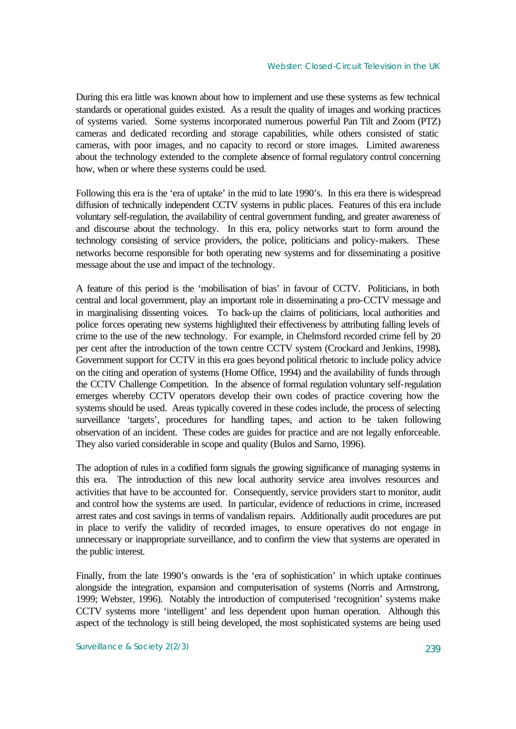During this era little was known about how to implement and use these systems as few technical standards or operational guides existed. As a result the quality of images and working practices of systems varied. Some systems incorporated numerous powerful Pan Tilt and Zoom (PTZ) cameras and dedicated recording and storage capabilities, while others consisted of static cameras, with poor images, and no capacity to record or store images. Limited awareness about the technology extended to the complete absence of formal regulatory control concerning how, when or where these systems could be used.

Following this era is the 'era of uptake' in the mid to late 1990's. In this era there is widespread diffusion of technically independent CCTV systems in public places. Features of this era include voluntary self-regulation, the availability of central government funding, and greater awareness of and discourse about the technology. In this era, policy networks start to form around the technology consisting of service providers, the police, politicians and policy-makers. These networks become responsible for both operating new systems and for disseminating a positive message about the use and impact of the technology.

A feature of this period is the 'mobilisation of bias' in favour of CCTV. Politicians, in both central and local government, play an important role in disseminating a pro-CCTV message and in marginalising dissenting voices. To back-up the claims of politicians, local authorities and police forces operating new systems highlighted their effectiveness by attributing falling levels of crime to the use of the new technology. For example, in Chelmsford recorded crime fell by 20 per cent after the introduction of the town centre CCTV system (Crockard and Jenkins, 1998). Government support for CCTV in this era goes beyond political rhetoric to include policy advice on the citing and operation of systems (Home Office, 1994) and the availability of funds through the CCTV Challenge Competition. In the absence of formal regulation voluntary self-regulation emerges whereby CCTV operators develop their own codes of practice covering how the systems should be used. Areas typically covered in these codes include, the process of selecting surveillance 'targets', procedures for handling tapes, and action to be taken following observation of an incident. These codes are guides for practice and are not legally enforceable. They also varied considerable in scope and quality (Bulos and Sarno, 1996).

The adoption of rules in a codified form signals the growing significance of managing systems in this era. The introduction of this new local authority service area involves resources and activities that have to be accounted for. Consequently, service providers start to monitor, audit and control how the systems are used. In particular, evidence of reductions in crime, increased arrest rates and cost savings in terms of vandalism repairs. Additionally audit procedures are put in place to verify the validity of recorded images, to ensure operatives do not engage in unnecessary or inappropriate surveillance, and to confirm the view that systems are operated in the public interest.

Finally, from the late 1990's onwards is the 'era of sophistication' in which uptake continues alongside the integration, expansion and computerisation of systems (Norris and Armstrong, 1999; Webster, 1996). Notably the introduction of computerised 'recognition' systems make CCTV systems more 'intelligent' and less dependent upon human operation. Although this aspect of the technology is still being developed, the most sophisticated systems are being used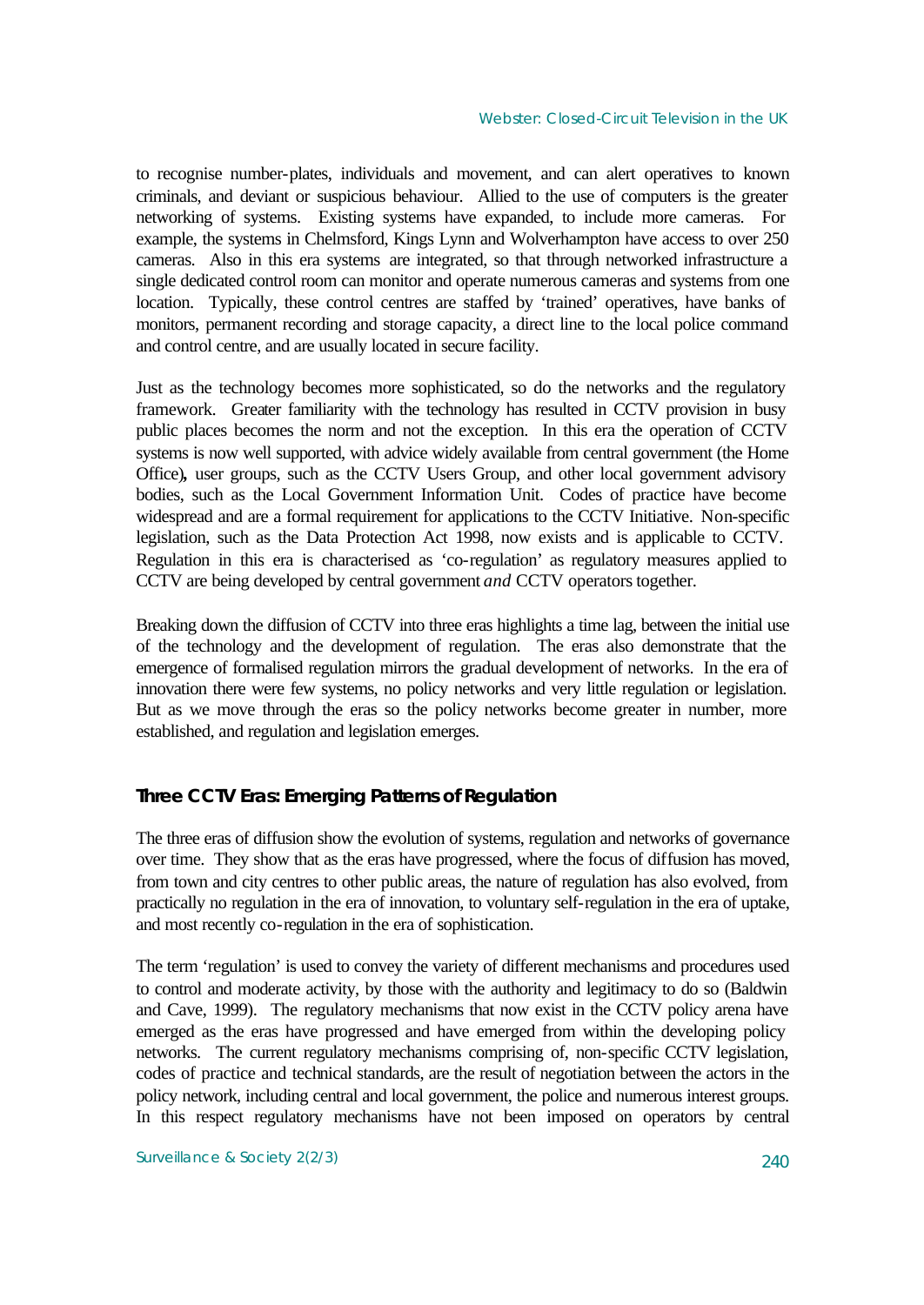to recognise number-plates, individuals and movement, and can alert operatives to known criminals, and deviant or suspicious behaviour. Allied to the use of computers is the greater networking of systems. Existing systems have expanded, to include more cameras. For example, the systems in Chelmsford, Kings Lynn and Wolverhampton have access to over 250 cameras. Also in this era systems are integrated, so that through networked infrastructure a single dedicated control room can monitor and operate numerous cameras and systems from one location. Typically, these control centres are staffed by 'trained' operatives, have banks of monitors, permanent recording and storage capacity, a direct line to the local police command and control centre, and are usually located in secure facility.

Just as the technology becomes more sophisticated, so do the networks and the regulatory framework. Greater familiarity with the technology has resulted in CCTV provision in busy public places becomes the norm and not the exception. In this era the operation of CCTV systems is now well supported, with advice widely available from central government (the Home Office), user groups, such as the CCTV Users Group, and other local government advisory bodies, such as the Local Government Information Unit. Codes of practice have become widespread and are a formal requirement for applications to the CCTV Initiative. Non-specific legislation, such as the Data Protection Act 1998, now exists and is applicable to CCTV. Regulation in this era is characterised as 'co-regulation' as regulatory measures applied to CCTV are being developed by central government *and* CCTV operators together.

Breaking down the diffusion of CCTV into three eras highlights a time lag, between the initial use of the technology and the development of regulation. The eras also demonstrate that the emergence of formalised regulation mirrors the gradual development of networks. In the era of innovation there were few systems, no policy networks and very little regulation or legislation. But as we move through the eras so the policy networks become greater in number, more established, and regulation and legislation emerges.

## Three CCTV Eras: Emerging Patterns of Regulation

The three eras of diffusion show the evolution of systems, regulation and networks of governance over time. They show that as the eras have progressed, where the focus of diffusion has moved, from town and city centres to other public areas, the nature of regulation has also evolved, from practically no regulation in the era of innovation, to voluntary self-regulation in the era of uptake, and most recently co-regulation in the era of sophistication.

The term 'regulation' is used to convey the variety of different mechanisms and procedures used to control and moderate activity, by those with the authority and legitimacy to do so (Baldwin and Cave, 1999). The regulatory mechanisms that now exist in the CCTV policy arena have emerged as the eras have progressed and have emerged from within the developing policy networks. The current regulatory mechanisms comprising of, non-specific CCTV legislation, codes of practice and technical standards, are the result of negotiation between the actors in the policy network, including central and local government, the police and numerous interest groups. In this respect regulatory mechanisms have not been imposed on operators by central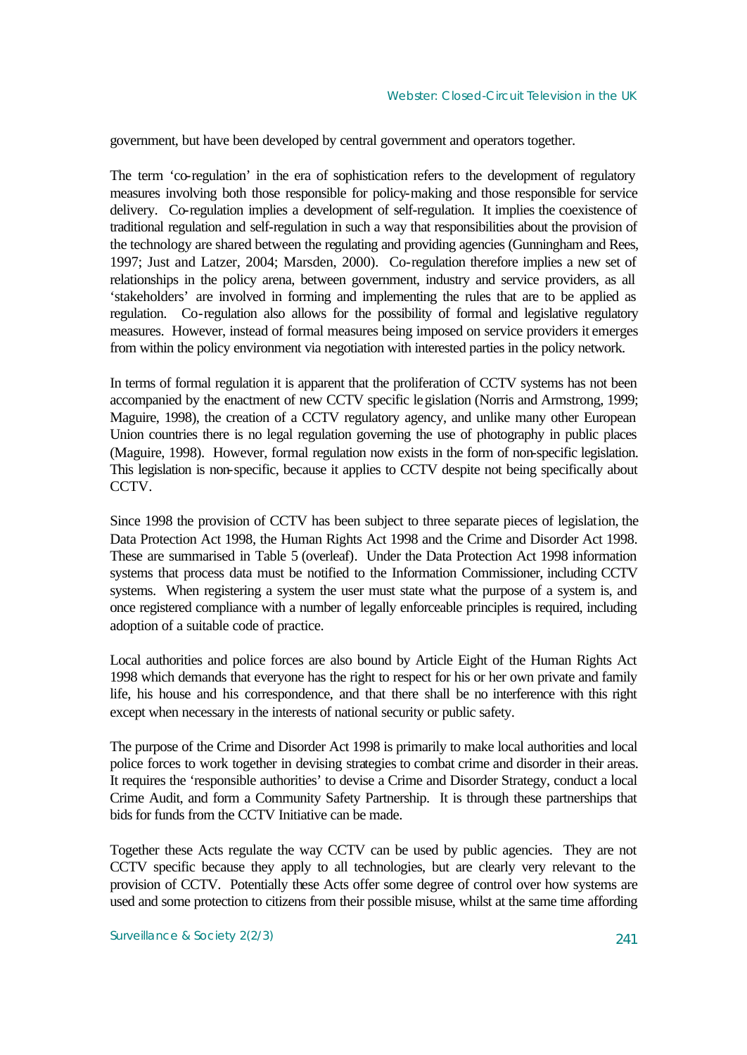government, but have been developed by central government and operators together.

The term 'co-regulation' in the era of sophistication refers to the development of regulatory measures involving both those responsible for policy-making and those responsible for service delivery. Co-regulation implies a development of self-regulation. It implies the coexistence of traditional regulation and self-regulation in such a way that responsibilities about the provision of the technology are shared between the regulating and providing agencies (Gunningham and Rees, 1997; Just and Latzer, 2004; Marsden, 2000). Co-regulation therefore implies a new set of relationships in the policy arena, between government, industry and service providers, as all 'stakeholders' are involved in forming and implementing the rules that are to be applied as regulation. Co-regulation also allows for the possibility of formal and legislative regulatory measures. However, instead of formal measures being imposed on service providers it emerges from within the policy environment via negotiation with interested parties in the policy network.

In terms of formal regulation it is apparent that the proliferation of CCTV systems has not been accompanied by the enactment of new CCTV specific legislation (Norris and Armstrong, 1999; Maguire, 1998), the creation of a CCTV regulatory agency, and unlike many other European Union countries there is no legal regulation governing the use of photography in public places (Maguire, 1998). However, formal regulation now exists in the form of non-specific legislation. This legislation is non-specific, because it applies to CCTV despite not being specifically about CCTV.

Since 1998 the provision of CCTV has been subject to three separate pieces of legislation, the Data Protection Act 1998, the Human Rights Act 1998 and the Crime and Disorder Act 1998. These are summarised in Table 5 (overleaf). Under the Data Protection Act 1998 information systems that process data must be notified to the Information Commissioner, including CCTV systems. When registering a system the user must state what the purpose of a system is, and once registered compliance with a number of legally enforceable principles is required, including adoption of a suitable code of practice.

Local authorities and police forces are also bound by Article Eight of the Human Rights Act 1998 which demands that everyone has the right to respect for his or her own private and family life, his house and his correspondence, and that there shall be no interference with this right except when necessary in the interests of national security or public safety.

The purpose of the Crime and Disorder Act 1998 is primarily to make local authorities and local police forces to work together in devising strategies to combat crime and disorder in their areas. It requires the 'responsible authorities' to devise a Crime and Disorder Strategy, conduct a local Crime Audit, and form a Community Safety Partnership. It is through these partnerships that bids for funds from the CCTV Initiative can be made.

Together these Acts regulate the way CCTV can be used by public agencies. They are not CCTV specific because they apply to all technologies, but are clearly very relevant to the provision of CCTV. Potentially these Acts offer some degree of control over how systems are used and some protection to citizens from their possible misuse, whilst at the same time affording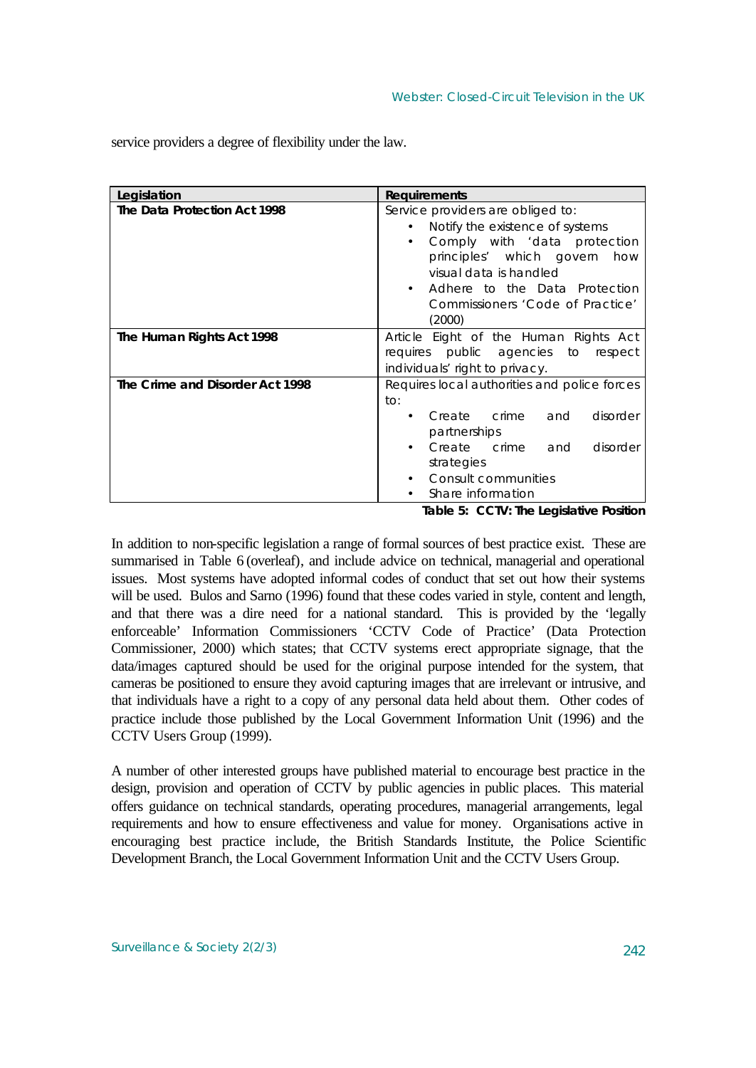service providers a degree of flexibility under the law.

| Legislation | Requirements |
| --- | --- |
| **The Data Protection Act 1998** | Service providers are obliged to: <br>• Notify the existence of systems <br>• Comply with 'data protection principles' which govern how visual data is handled <br>• Adhere to the Data Protection Commissioners 'Code of Practice' (2000) |
| **The Human Rights Act 1998** | Article Eight of the Human Rights Act requires public agencies to respect individuals' right to privacy. |
| **The Crime and Disorder Act 1998** | Requires local authorities and police forces to: <br>• Create crime and disorder partnerships <br>• Create crime and disorder strategies <br>• Consult communities <br>• Share information |

**Table 5: CCTV: The Legislative Position**

In addition to non-specific legislation a range of formal sources of best practice exist. These are summarised in Table 6 (overleaf), and include advice on technical, managerial and operational issues. Most systems have adopted informal codes of conduct that set out how their systems will be used. Bulos and Sarno (1996) found that these codes varied in style, content and length, and that there was a dire need for a national standard. This is provided by the 'legally enforceable' Information Commissioners 'CCTV Code of Practice' (Data Protection Commissioner, 2000) which states; that CCTV systems erect appropriate signage, that the data/images captured should be used for the original purpose intended for the system, that cameras be positioned to ensure they avoid capturing images that are irrelevant or intrusive, and that individuals have a right to a copy of any personal data held about them. Other codes of practice include those published by the Local Government Information Unit (1996) and the CCTV Users Group (1999).

A number of other interested groups have published material to encourage best practice in the design, provision and operation of CCTV by public agencies in public places. This material offers guidance on technical standards, operating procedures, managerial arrangements, legal requirements and how to ensure effectiveness and value for money. Organisations active in encouraging best practice include, the British Standards Institute, the Police Scientific Development Branch, the Local Government Information Unit and the CCTV Users Group.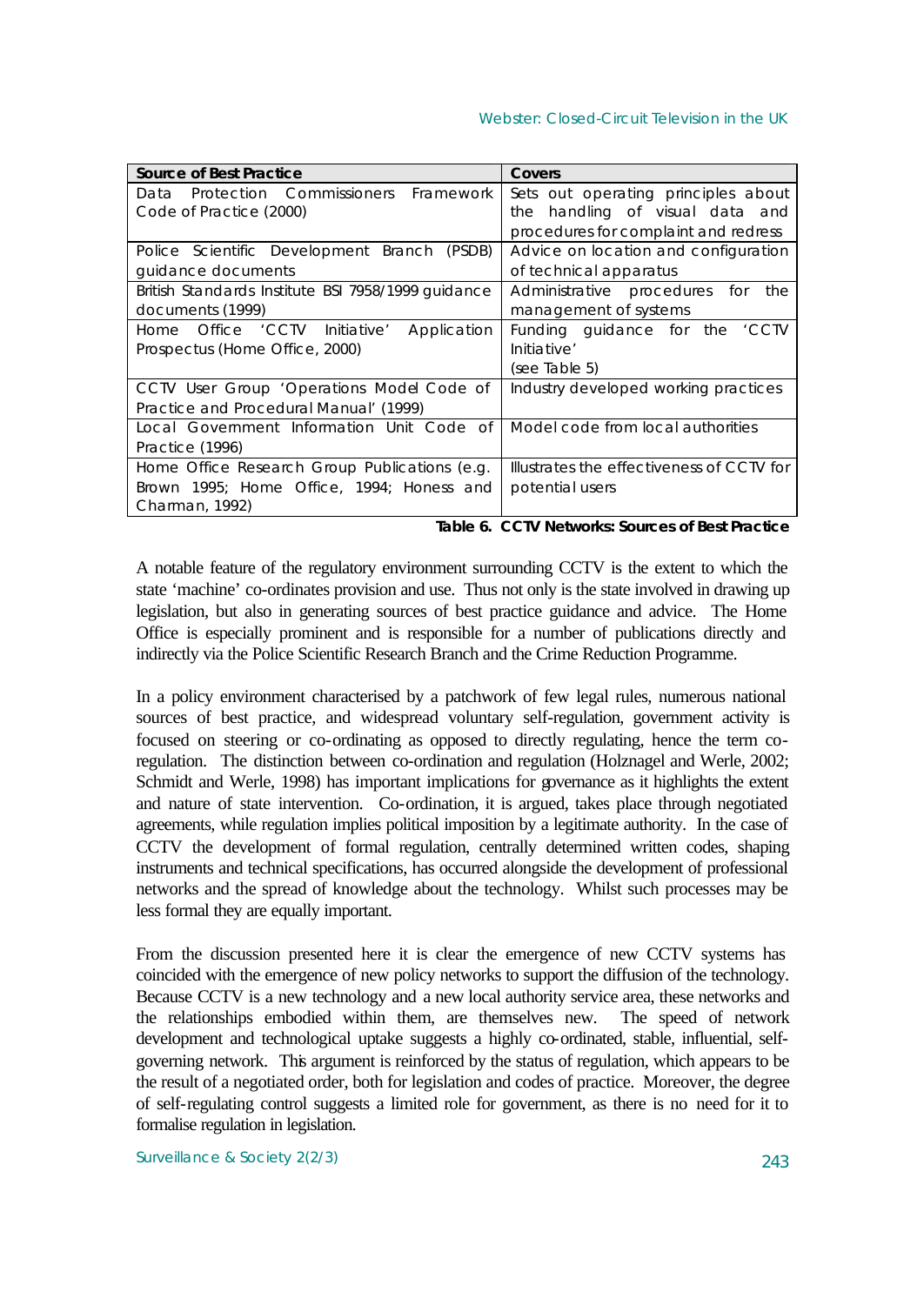| Source of Best Practice | Covers |
|---|---|
| Data Protection Commissioners Framework Code of Practice (2000) | Sets out operating principles about the handling of visual data and procedures for complaint and redress |
| Police Scientific Development Branch (PSDB) guidance documents | Advice on location and configuration of technical apparatus |
| British Standards Institute BSI 7958/1999 guidance documents (1999) | Administrative procedures for the management of systems |
| Home Office 'CCTV Initiative' Application Prospectus (Home Office, 2000) | Funding guidance for the 'CCTV Initiative' (see Table 5) |
| CCTV User Group 'Operations Model Code of Practice and Procedural Manual' (1999) | Industry developed working practices |
| Local Government Information Unit Code of Practice (1996) | Model code from local authorities |
| Home Office Research Group Publications (e.g. Brown 1995; Home Office, 1994; Honess and Charman, 1992) | Illustrates the effectiveness of CCTV for potential users |

**Table 6. CCTV Networks: Sources of Best Practice**

A notable feature of the regulatory environment surrounding CCTV is the extent to which the state 'machine' co-ordinates provision and use. Thus not only is the state involved in drawing up legislation, but also in generating sources of best practice guidance and advice. The Home Office is especially prominent and is responsible for a number of publications directly and indirectly via the Police Scientific Research Branch and the Crime Reduction Programme.

In a policy environment characterised by a patchwork of few legal rules, numerous national sources of best practice, and widespread voluntary self-regulation, government activity is focused on steering or co-ordinating as opposed to directly regulating, hence the term co-regulation. The distinction between co-ordination and regulation (Holznagel and Werle, 2002; Schmidt and Werle, 1998) has important implications for governance as it highlights the extent and nature of state intervention. Co-ordination, it is argued, takes place through negotiated agreements, while regulation implies political imposition by a legitimate authority. In the case of CCTV the development of formal regulation, centrally determined written codes, shaping instruments and technical specifications, has occurred alongside the development of professional networks and the spread of knowledge about the technology. Whilst such processes may be less formal they are equally important.

From the discussion presented here it is clear the emergence of new CCTV systems has coincided with the emergence of new policy networks to support the diffusion of the technology. Because CCTV is a new technology and a new local authority service area, these networks and the relationships embodied within them, are themselves new. The speed of network development and technological uptake suggests a highly co-ordinated, stable, influential, self-governing network. This argument is reinforced by the status of regulation, which appears to be the result of a negotiated order, both for legislation and codes of practice. Moreover, the degree of self-regulating control suggests a limited role for government, as there is no need for it to formalise regulation in legislation.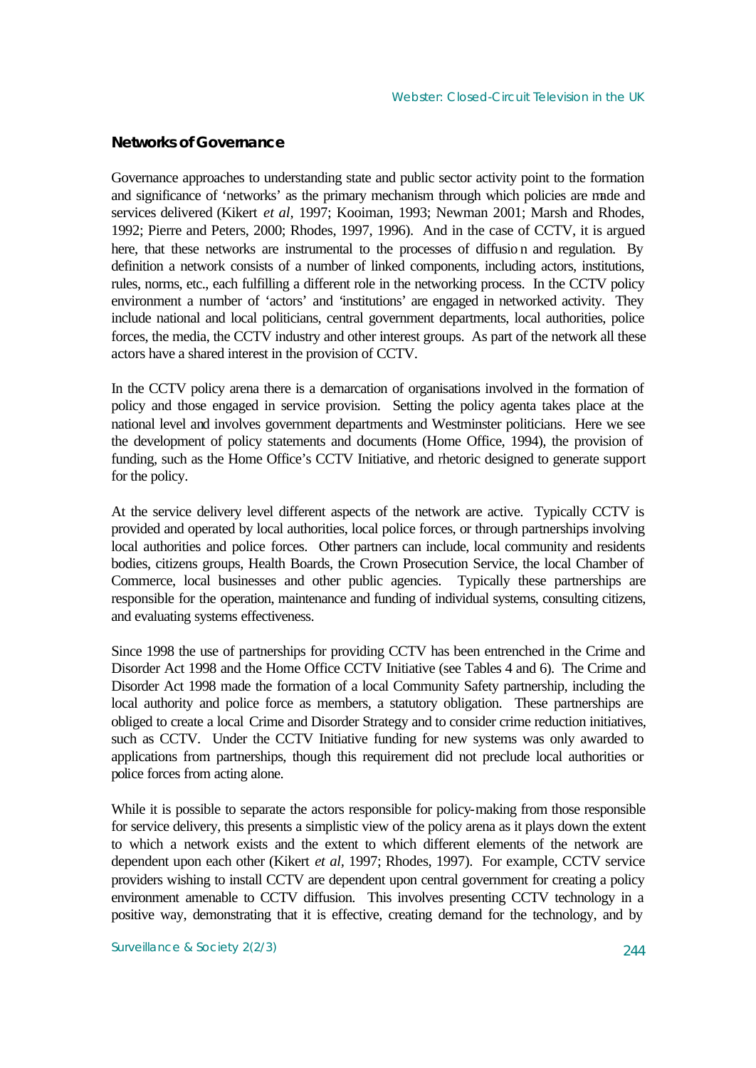### Networks of Governance

Governance approaches to understanding state and public sector activity point to the formation and significance of 'networks' as the primary mechanism through which policies are made and services delivered (Kikert *et al*, 1997; Kooiman, 1993; Newman 2001; Marsh and Rhodes, 1992; Pierre and Peters, 2000; Rhodes, 1997, 1996). And in the case of CCTV, it is argued here, that these networks are instrumental to the processes of diffusion and regulation. By definition a network consists of a number of linked components, including actors, institutions, rules, norms, etc., each fulfilling a different role in the networking process. In the CCTV policy environment a number of 'actors' and 'institutions' are engaged in networked activity. They include national and local politicians, central government departments, local authorities, police forces, the media, the CCTV industry and other interest groups. As part of the network all these actors have a shared interest in the provision of CCTV.

In the CCTV policy arena there is a demarcation of organisations involved in the formation of policy and those engaged in service provision. Setting the policy agenta takes place at the national level and involves government departments and Westminster politicians. Here we see the development of policy statements and documents (Home Office, 1994), the provision of funding, such as the Home Office's CCTV Initiative, and rhetoric designed to generate support for the policy.

At the service delivery level different aspects of the network are active. Typically CCTV is provided and operated by local authorities, local police forces, or through partnerships involving local authorities and police forces. Other partners can include, local community and residents bodies, citizens groups, Health Boards, the Crown Prosecution Service, the local Chamber of Commerce, local businesses and other public agencies. Typically these partnerships are responsible for the operation, maintenance and funding of individual systems, consulting citizens, and evaluating systems effectiveness.

Since 1998 the use of partnerships for providing CCTV has been entrenched in the Crime and Disorder Act 1998 and the Home Office CCTV Initiative (see Tables 4 and 6). The Crime and Disorder Act 1998 made the formation of a local Community Safety partnership, including the local authority and police force as members, a statutory obligation. These partnerships are obliged to create a local Crime and Disorder Strategy and to consider crime reduction initiatives, such as CCTV. Under the CCTV Initiative funding for new systems was only awarded to applications from partnerships, though this requirement did not preclude local authorities or police forces from acting alone.

While it is possible to separate the actors responsible for policy-making from those responsible for service delivery, this presents a simplistic view of the policy arena as it plays down the extent to which a network exists and the extent to which different elements of the network are dependent upon each other (Kikert *et al*, 1997; Rhodes, 1997). For example, CCTV service providers wishing to install CCTV are dependent upon central government for creating a policy environment amenable to CCTV diffusion. This involves presenting CCTV technology in a positive way, demonstrating that it is effective, creating demand for the technology, and by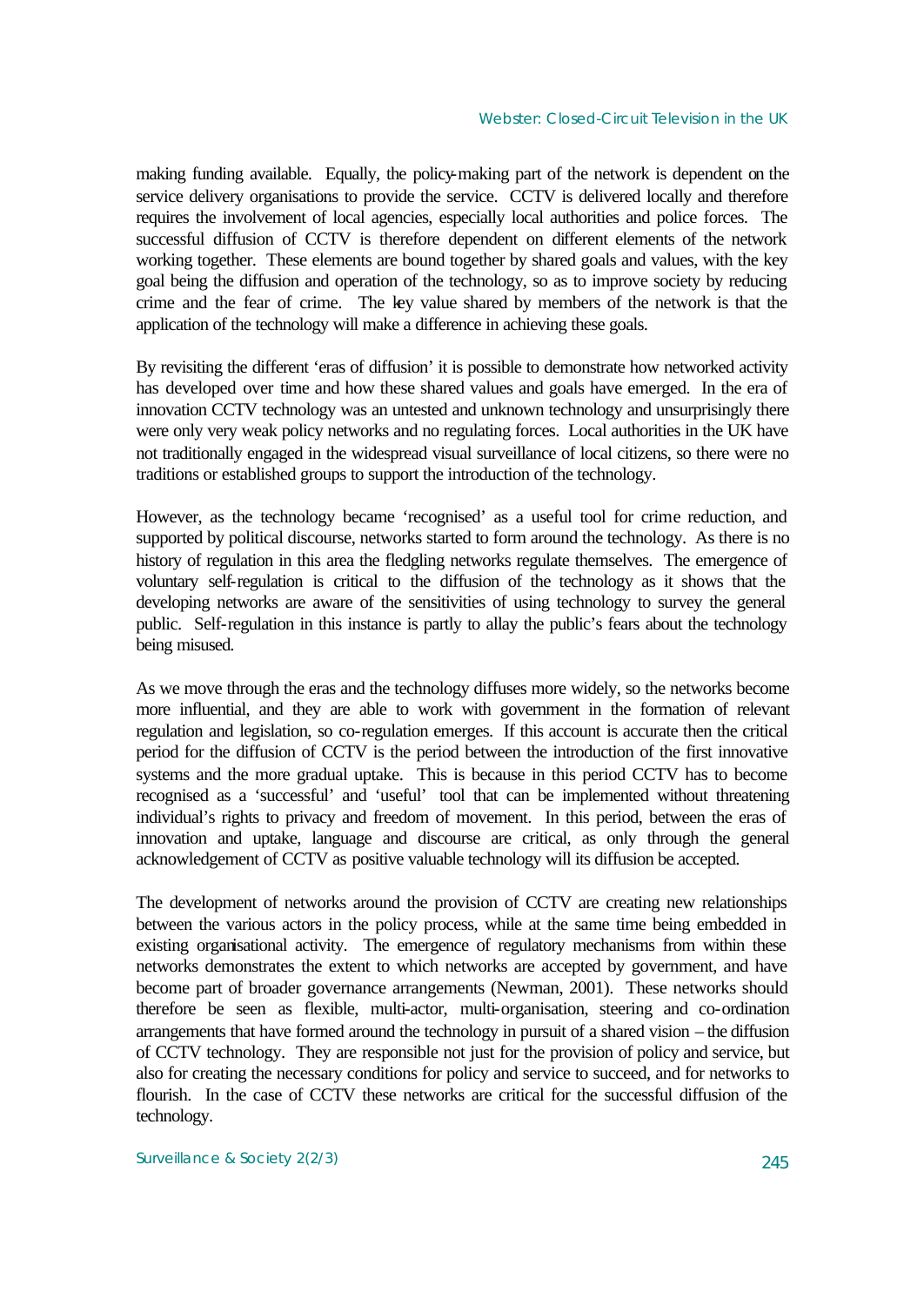making funding available. Equally, the policy-making part of the network is dependent on the service delivery organisations to provide the service. CCTV is delivered locally and therefore requires the involvement of local agencies, especially local authorities and police forces. The successful diffusion of CCTV is therefore dependent on different elements of the network working together. These elements are bound together by shared goals and values, with the key goal being the diffusion and operation of the technology, so as to improve society by reducing crime and the fear of crime. The key value shared by members of the network is that the application of the technology will make a difference in achieving these goals.

By revisiting the different 'eras of diffusion' it is possible to demonstrate how networked activity has developed over time and how these shared values and goals have emerged. In the era of innovation CCTV technology was an untested and unknown technology and unsurprisingly there were only very weak policy networks and no regulating forces. Local authorities in the UK have not traditionally engaged in the widespread visual surveillance of local citizens, so there were no traditions or established groups to support the introduction of the technology.

However, as the technology became 'recognised' as a useful tool for crime reduction, and supported by political discourse, networks started to form around the technology. As there is no history of regulation in this area the fledgling networks regulate themselves. The emergence of voluntary self-regulation is critical to the diffusion of the technology as it shows that the developing networks are aware of the sensitivities of using technology to survey the general public. Self-regulation in this instance is partly to allay the public's fears about the technology being misused.

As we move through the eras and the technology diffuses more widely, so the networks become more influential, and they are able to work with government in the formation of relevant regulation and legislation, so co-regulation emerges. If this account is accurate then the critical period for the diffusion of CCTV is the period between the introduction of the first innovative systems and the more gradual uptake. This is because in this period CCTV has to become recognised as a 'successful' and 'useful' tool that can be implemented without threatening individual's rights to privacy and freedom of movement. In this period, between the eras of innovation and uptake, language and discourse are critical, as only through the general acknowledgement of CCTV as positive valuable technology will its diffusion be accepted.

The development of networks around the provision of CCTV are creating new relationships between the various actors in the policy process, while at the same time being embedded in existing organisational activity. The emergence of regulatory mechanisms from within these networks demonstrates the extent to which networks are accepted by government, and have become part of broader governance arrangements (Newman, 2001). These networks should therefore be seen as flexible, multi-actor, multi-organisation, steering and co-ordination arrangements that have formed around the technology in pursuit of a shared vision – the diffusion of CCTV technology. They are responsible not just for the provision of policy and service, but also for creating the necessary conditions for policy and service to succeed, and for networks to flourish. In the case of CCTV these networks are critical for the successful diffusion of the technology.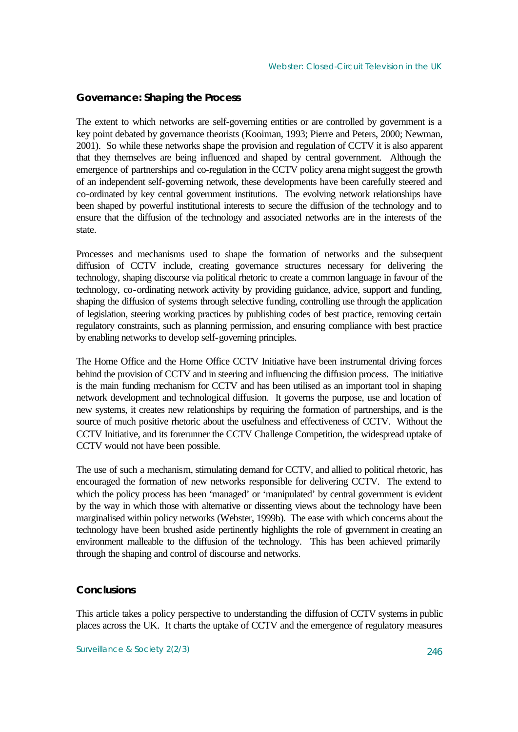## Governance: Shaping the Process

The extent to which networks are self-governing entities or are controlled by government is a key point debated by governance theorists (Kooiman, 1993; Pierre and Peters, 2000; Newman, 2001). So while these networks shape the provision and regulation of CCTV it is also apparent that they themselves are being influenced and shaped by central government. Although the emergence of partnerships and co-regulation in the CCTV policy arena might suggest the growth of an independent self-governing network, these developments have been carefully steered and co-ordinated by key central government institutions. The evolving network relationships have been shaped by powerful institutional interests to secure the diffusion of the technology and to ensure that the diffusion of the technology and associated networks are in the interests of the state.

Processes and mechanisms used to shape the formation of networks and the subsequent diffusion of CCTV include, creating governance structures necessary for delivering the technology, shaping discourse via political rhetoric to create a common language in favour of the technology, co-ordinating network activity by providing guidance, advice, support and funding, shaping the diffusion of systems through selective funding, controlling use through the application of legislation, steering working practices by publishing codes of best practice, removing certain regulatory constraints, such as planning permission, and ensuring compliance with best practice by enabling networks to develop self-governing principles.

The Home Office and the Home Office CCTV Initiative have been instrumental driving forces behind the provision of CCTV and in steering and influencing the diffusion process. The initiative is the main funding mechanism for CCTV and has been utilised as an important tool in shaping network development and technological diffusion. It governs the purpose, use and location of new systems, it creates new relationships by requiring the formation of partnerships, and is the source of much positive rhetoric about the usefulness and effectiveness of CCTV. Without the CCTV Initiative, and its forerunner the CCTV Challenge Competition, the widespread uptake of CCTV would not have been possible.

The use of such a mechanism, stimulating demand for CCTV, and allied to political rhetoric, has encouraged the formation of new networks responsible for delivering CCTV. The extend to which the policy process has been 'managed' or 'manipulated' by central government is evident by the way in which those with alternative or dissenting views about the technology have been marginalised within policy networks (Webster, 1999b). The ease with which concerns about the technology have been brushed aside pertinently highlights the role of government in creating an environment malleable to the diffusion of the technology. This has been achieved primarily through the shaping and control of discourse and networks.

## Conclusions

This article takes a policy perspective to understanding the diffusion of CCTV systems in public places across the UK. It charts the uptake of CCTV and the emergence of regulatory measures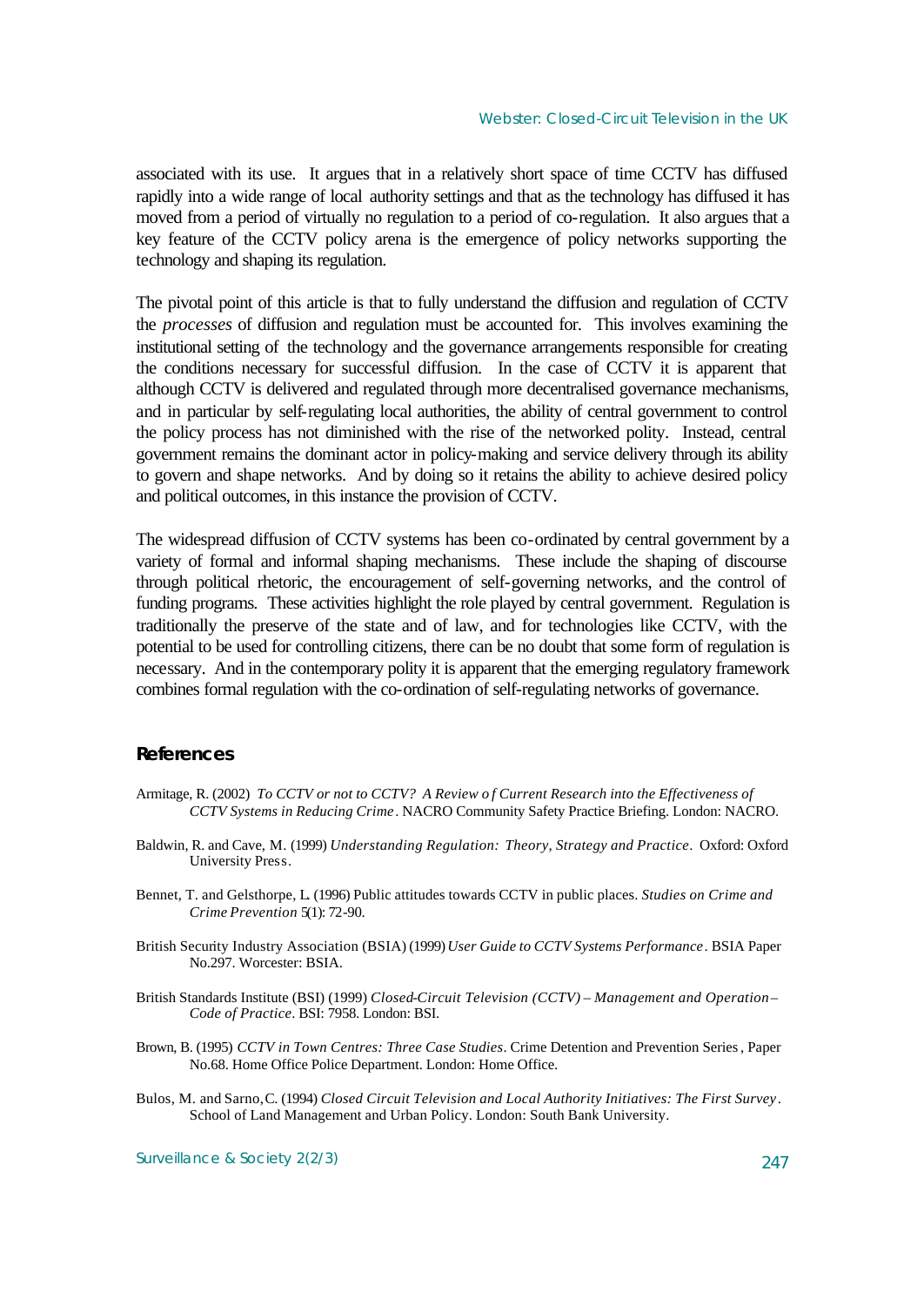associated with its use. It argues that in a relatively short space of time CCTV has diffused rapidly into a wide range of local authority settings and that as the technology has diffused it has moved from a period of virtually no regulation to a period of co-regulation. It also argues that a key feature of the CCTV policy arena is the emergence of policy networks supporting the technology and shaping its regulation.

The pivotal point of this article is that to fully understand the diffusion and regulation of CCTV the *processes* of diffusion and regulation must be accounted for. This involves examining the institutional setting of the technology and the governance arrangements responsible for creating the conditions necessary for successful diffusion. In the case of CCTV it is apparent that although CCTV is delivered and regulated through more decentralised governance mechanisms, and in particular by self-regulating local authorities, the ability of central government to control the policy process has not diminished with the rise of the networked polity. Instead, central government remains the dominant actor in policy-making and service delivery through its ability to govern and shape networks. And by doing so it retains the ability to achieve desired policy and political outcomes, in this instance the provision of CCTV.

The widespread diffusion of CCTV systems has been co-ordinated by central government by a variety of formal and informal shaping mechanisms. These include the shaping of discourse through political rhetoric, the encouragement of self-governing networks, and the control of funding programs. These activities highlight the role played by central government. Regulation is traditionally the preserve of the state and of law, and for technologies like CCTV, with the potential to be used for controlling citizens, there can be no doubt that some form of regulation is necessary. And in the contemporary polity it is apparent that the emerging regulatory framework combines formal regulation with the co-ordination of self-regulating networks of governance.

## References

Armitage, R. (2002) *To CCTV or not to CCTV? A Review of Current Research into the Effectiveness of CCTV Systems in Reducing Crime*. NACRO Community Safety Practice Briefing. London: NACRO.

Baldwin, R. and Cave, M. (1999) *Understanding Regulation: Theory, Strategy and Practice*. Oxford: Oxford University Press.

Bennet, T. and Gelsthorpe, L. (1996) Public attitudes towards CCTV in public places. *Studies on Crime and Crime Prevention* 5(1): 72-90.

British Security Industry Association (BSIA) (1999) *User Guide to CCTV Systems Performance*. BSIA Paper No.297. Worcester: BSIA.

British Standards Institute (BSI) (1999) *Closed-Circuit Television (CCTV) – Management and Operation – Code of Practice*. BSI: 7958. London: BSI.

Brown, B. (1995) *CCTV in Town Centres: Three Case Studies*. Crime Detention and Prevention Series, Paper No.68. Home Office Police Department. London: Home Office.

Bulos, M. and Sarno, C. (1994) *Closed Circuit Television and Local Authority Initiatives: The First Survey*. School of Land Management and Urban Policy. London: South Bank University.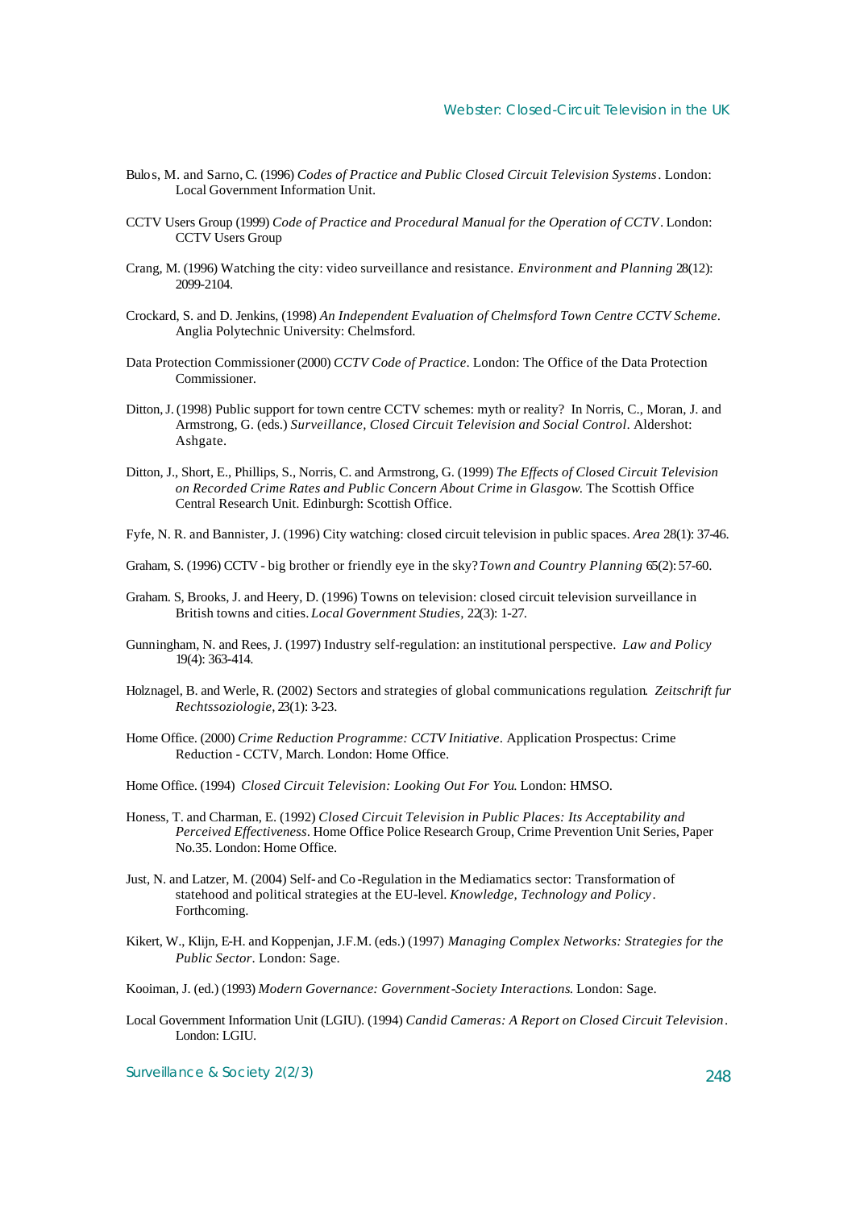Bulos, M. and Sarno, C. (1996) *Codes of Practice and Public Closed Circuit Television Systems*. London: Local Government Information Unit.

CCTV Users Group (1999) *Code of Practice and Procedural Manual for the Operation of CCTV*. London: CCTV Users Group

Crang, M. (1996) Watching the city: video surveillance and resistance. *Environment and Planning* 28(12): 2099-2104.

Crockard, S. and D. Jenkins, (1998) *An Independent Evaluation of Chelmsford Town Centre CCTV Scheme*. Anglia Polytechnic University: Chelmsford.

Data Protection Commissioner (2000) *CCTV Code of Practice*. London: The Office of the Data Protection Commissioner.

Ditton, J. (1998) Public support for town centre CCTV schemes: myth or reality? In Norris, C., Moran, J. and Armstrong, G. (eds.) *Surveillance, Closed Circuit Television and Social Control*. Aldershot: Ashgate.

Ditton, J., Short, E., Phillips, S., Norris, C. and Armstrong, G. (1999) *The Effects of Closed Circuit Television on Recorded Crime Rates and Public Concern About Crime in Glasgow.* The Scottish Office Central Research Unit. Edinburgh: Scottish Office.

Fyfe, N. R. and Bannister, J. (1996) City watching: closed circuit television in public spaces. *Area* 28(1): 37-46.

Graham, S. (1996) CCTV - big brother or friendly eye in the sky? *Town and Country Planning* 65(2): 57-60.

Graham. S, Brooks, J. and Heery, D. (1996) Towns on television: closed circuit television surveillance in British towns and cities. *Local Government Studies*, 22(3): 1-27.

Gunningham, N. and Rees, J. (1997) Industry self-regulation: an institutional perspective. *Law and Policy* 19(4): 363-414.

Holznagel, B. and Werle, R. (2002) Sectors and strategies of global communications regulation. *Zeitschrift fur Rechtssoziologie*, 23(1): 3-23.

Home Office. (2000) *Crime Reduction Programme: CCTV Initiative*. Application Prospectus: Crime Reduction - CCTV, March. London: Home Office.

Home Office. (1994) *Closed Circuit Television: Looking Out For You*. London: HMSO.

Honess, T. and Charman, E. (1992) *Closed Circuit Television in Public Places: Its Acceptability and Perceived Effectiveness*. Home Office Police Research Group, Crime Prevention Unit Series, Paper No.35. London: Home Office.

Just, N. and Latzer, M. (2004) Self- and Co-Regulation in the Mediamatics sector: Transformation of statehood and political strategies at the EU-level. *Knowledge, Technology and Policy*. Forthcoming.

Kikert, W., Klijn, E-H. and Koppenjan, J.F.M. (eds.) (1997) *Managing Complex Networks: Strategies for the Public Sector*. London: Sage.

Kooiman, J. (ed.) (1993) *Modern Governance: Government-Society Interactions*. London: Sage.

Local Government Information Unit (LGIU). (1994) *Candid Cameras: A Report on Closed Circuit Television*. London: LGIU.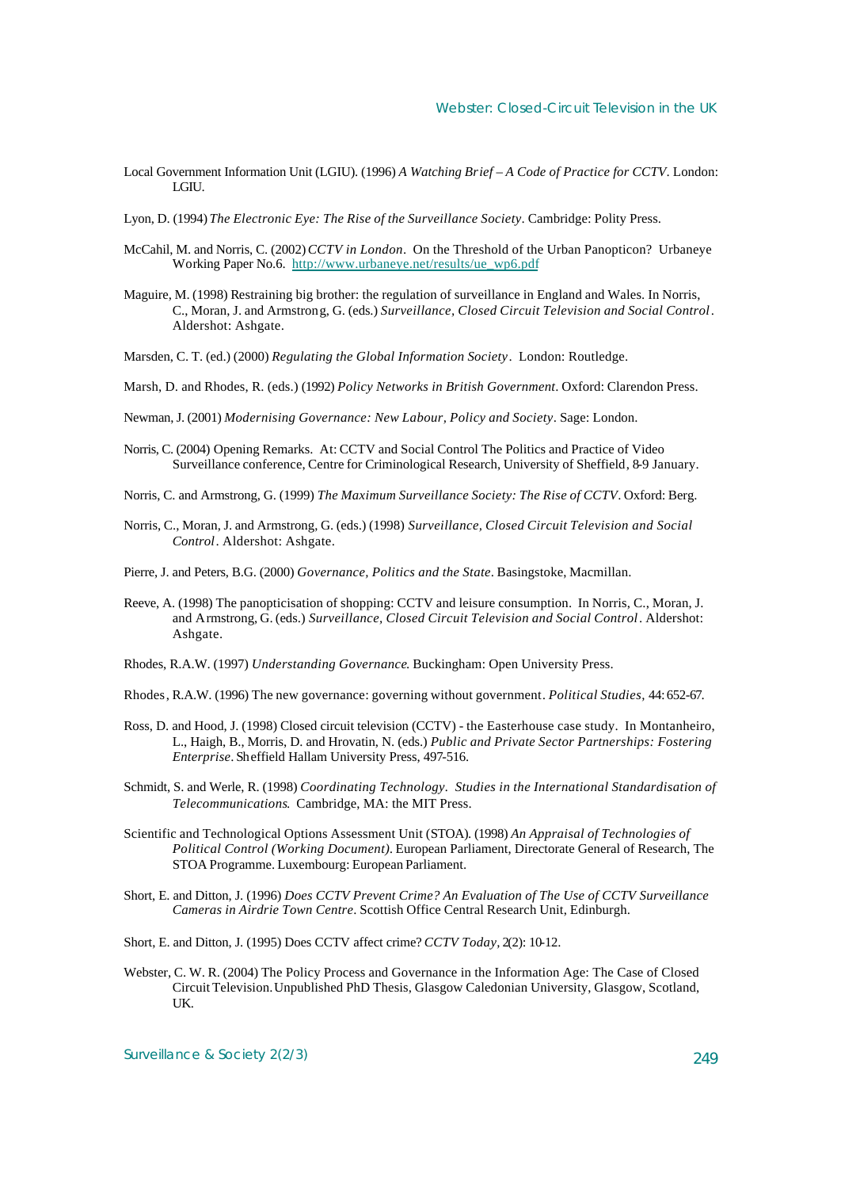Local Government Information Unit (LGIU). (1996) *A Watching Brief – A Code of Practice for CCTV*. London: LGIU.

Lyon, D. (1994) *The Electronic Eye: The Rise of the Surveillance Society*. Cambridge: Polity Press.

McCahil, M. and Norris, C. (2002) *CCTV in London*. On the Threshold of the Urban Panopticon? Urbaneye Working Paper No.6. http://www.urbaneye.net/results/ue_wp6.pdf

Maguire, M. (1998) Restraining big brother: the regulation of surveillance in England and Wales. In Norris, C., Moran, J. and Armstrong, G. (eds.) *Surveillance, Closed Circuit Television and Social Control*. Aldershot: Ashgate.

Marsden, C. T. (ed.) (2000) *Regulating the Global Information Society*. London: Routledge.

Marsh, D. and Rhodes, R. (eds.) (1992) *Policy Networks in British Government*. Oxford: Clarendon Press.

Newman, J. (2001) *Modernising Governance: New Labour, Policy and Society*. Sage: London.

Norris, C. (2004) Opening Remarks. At: CCTV and Social Control The Politics and Practice of Video Surveillance conference, Centre for Criminological Research, University of Sheffield, 8-9 January.

Norris, C. and Armstrong, G. (1999) *The Maximum Surveillance Society: The Rise of CCTV*. Oxford: Berg.

Norris, C., Moran, J. and Armstrong, G. (eds.) (1998) *Surveillance, Closed Circuit Television and Social Control*. Aldershot: Ashgate.

Pierre, J. and Peters, B.G. (2000) *Governance, Politics and the State*. Basingstoke, Macmillan.

Reeve, A. (1998) The panopticisation of shopping: CCTV and leisure consumption. In Norris, C., Moran, J. and Armstrong, G. (eds.) *Surveillance, Closed Circuit Television and Social Control*. Aldershot: Ashgate.

Rhodes, R.A.W. (1997) *Understanding Governance*. Buckingham: Open University Press.

Rhodes, R.A.W. (1996) The new governance: governing without government. *Political Studies*, 44: 652-67.

Ross, D. and Hood, J. (1998) Closed circuit television (CCTV) - the Easterhouse case study. In Montanheiro, L., Haigh, B., Morris, D. and Hrovatin, N. (eds.) *Public and Private Sector Partnerships: Fostering Enterprise*. Sheffield Hallam University Press, 497-516.

Schmidt, S. and Werle, R. (1998) *Coordinating Technology. Studies in the International Standardisation of Telecommunications*. Cambridge, MA: the MIT Press.

Scientific and Technological Options Assessment Unit (STOA). (1998) *An Appraisal of Technologies of Political Control (Working Document)*. European Parliament, Directorate General of Research, The STOA Programme. Luxembourg: European Parliament.

Short, E. and Ditton, J. (1996) *Does CCTV Prevent Crime? An Evaluation of The Use of CCTV Surveillance Cameras in Airdrie Town Centre*. Scottish Office Central Research Unit, Edinburgh.

Short, E. and Ditton, J. (1995) Does CCTV affect crime? *CCTV Today*, 2(2): 10-12.

Webster, C. W. R. (2004) The Policy Process and Governance in the Information Age: The Case of Closed Circuit Television. Unpublished PhD Thesis, Glasgow Caledonian University, Glasgow, Scotland, UK.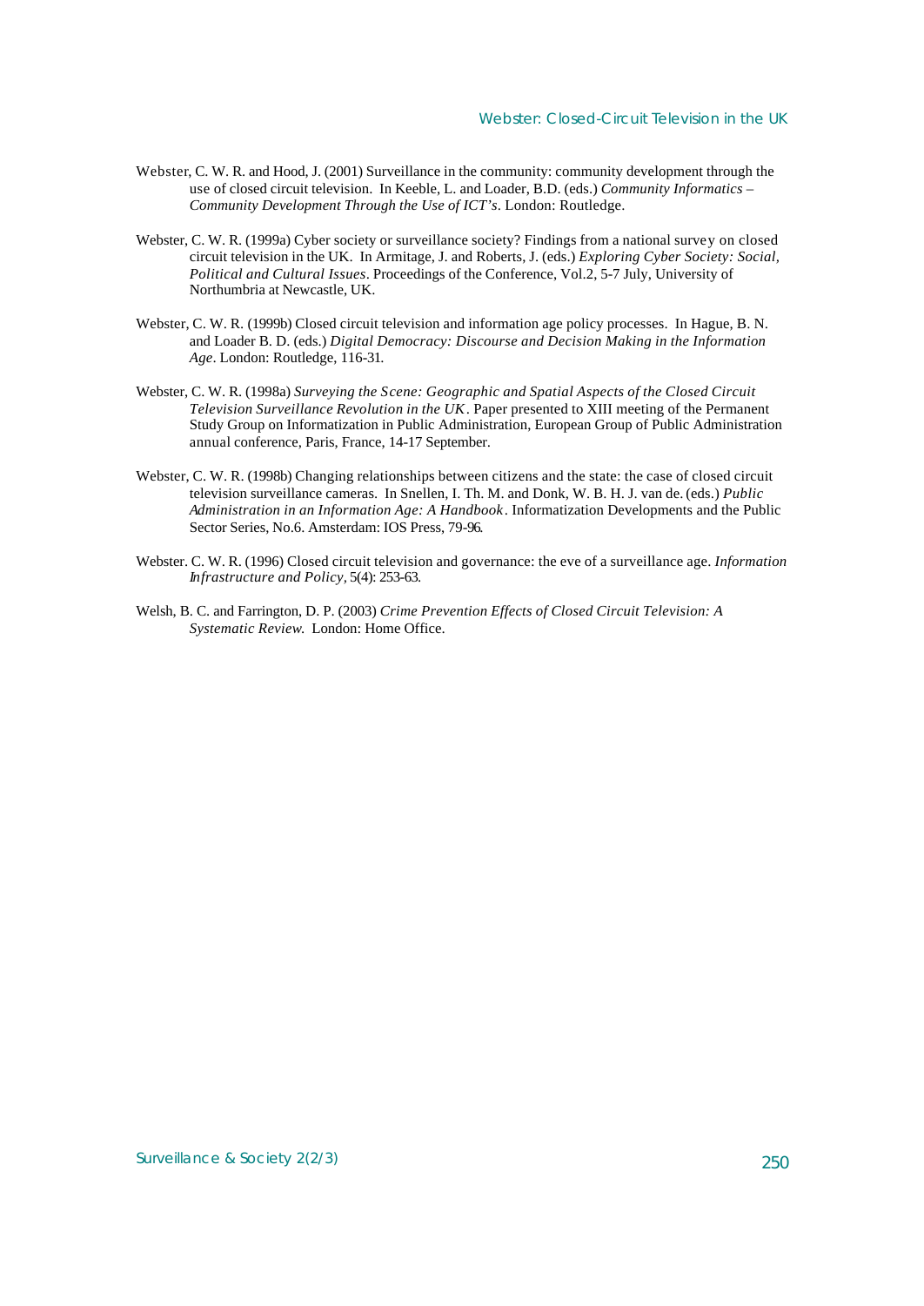Webster, C. W. R. and Hood, J. (2001) Surveillance in the community: community development through the use of closed circuit television. In Keeble, L. and Loader, B.D. (eds.) *Community Informatics – Community Development Through the Use of ICT's*. London: Routledge.

Webster, C. W. R. (1999a) Cyber society or surveillance society? Findings from a national survey on closed circuit television in the UK. In Armitage, J. and Roberts, J. (eds.) *Exploring Cyber Society: Social, Political and Cultural Issues*. Proceedings of the Conference, Vol.2, 5-7 July, University of Northumbria at Newcastle, UK.

Webster, C. W. R. (1999b) Closed circuit television and information age policy processes. In Hague, B. N. and Loader B. D. (eds.) *Digital Democracy: Discourse and Decision Making in the Information Age*. London: Routledge, 116-31.

Webster, C. W. R. (1998a) *Surveying the Scene: Geographic and Spatial Aspects of the Closed Circuit Television Surveillance Revolution in the UK*. Paper presented to XIII meeting of the Permanent Study Group on Informatization in Public Administration, European Group of Public Administration annual conference, Paris, France, 14-17 September.

Webster, C. W. R. (1998b) Changing relationships between citizens and the state: the case of closed circuit television surveillance cameras. In Snellen, I. Th. M. and Donk, W. B. H. J. van de. (eds.) *Public Administration in an Information Age: A Handbook*. Informatization Developments and the Public Sector Series, No.6. Amsterdam: IOS Press, 79-96.

Webster. C. W. R. (1996) Closed circuit television and governance: the eve of a surveillance age. *Information Infrastructure and Policy*, 5(4): 253-63.

Welsh, B. C. and Farrington, D. P. (2003) *Crime Prevention Effects of Closed Circuit Television: A Systematic Review*. London: Home Office.